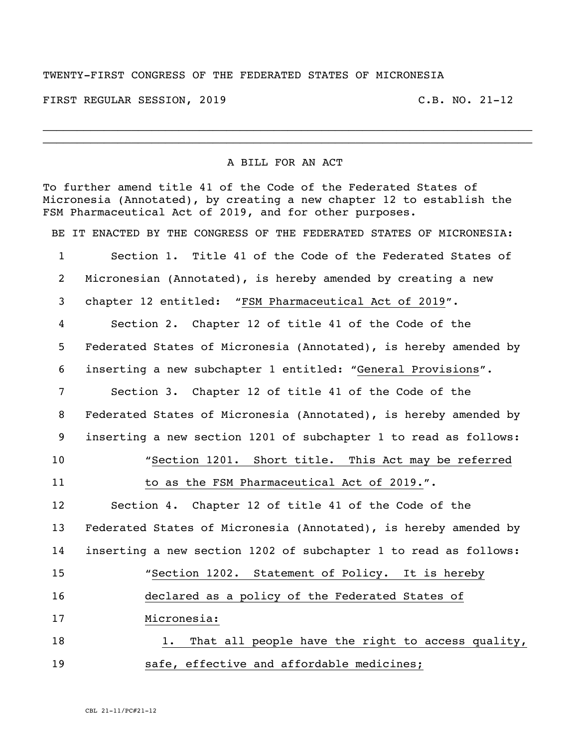TWENTY-FIRST CONGRESS OF THE FEDERATED STATES OF MICRONESIA

FIRST REGULAR SESSION, 2019 C.B. NO. 21-12

---

A BILL FOR AN ACT

To further amend title 41 of the Code of the Federated States of Micronesia (Annotated), by creating a new chapter 12 to establish the FSM Pharmaceutical Act of 2019, and for other purposes.

BE IT ENACTED BY THE CONGRESS OF THE FEDERATED STATES OF MICRONESIA:

1 Section 1. Title 41 of the Code of the Federated States of
2 Micronesian (Annotated), is hereby amended by creating a new
3 chapter 12 entitled: "FSM Pharmaceutical Act of 2019".
4 Section 2. Chapter 12 of title 41 of the Code of the
5 Federated States of Micronesia (Annotated), is hereby amended by
6 inserting a new subchapter 1 entitled: "General Provisions".
7 Section 3. Chapter 12 of title 41 of the Code of the
8 Federated States of Micronesia (Annotated), is hereby amended by
9 inserting a new section 1201 of subchapter 1 to read as follows:
10 "Section 1201. Short title. This Act may be referred
11 to as the FSM Pharmaceutical Act of 2019.".
12 Section 4. Chapter 12 of title 41 of the Code of the
13 Federated States of Micronesia (Annotated), is hereby amended by
14 inserting a new section 1202 of subchapter 1 to read as follows:
15 "Section 1202. Statement of Policy. It is hereby
16 declared as a policy of the Federated States of
17 Micronesia:
18 1. That all people have the right to access quality,
19 safe, effective and affordable medicines;

CBL 21-11/PC#21-12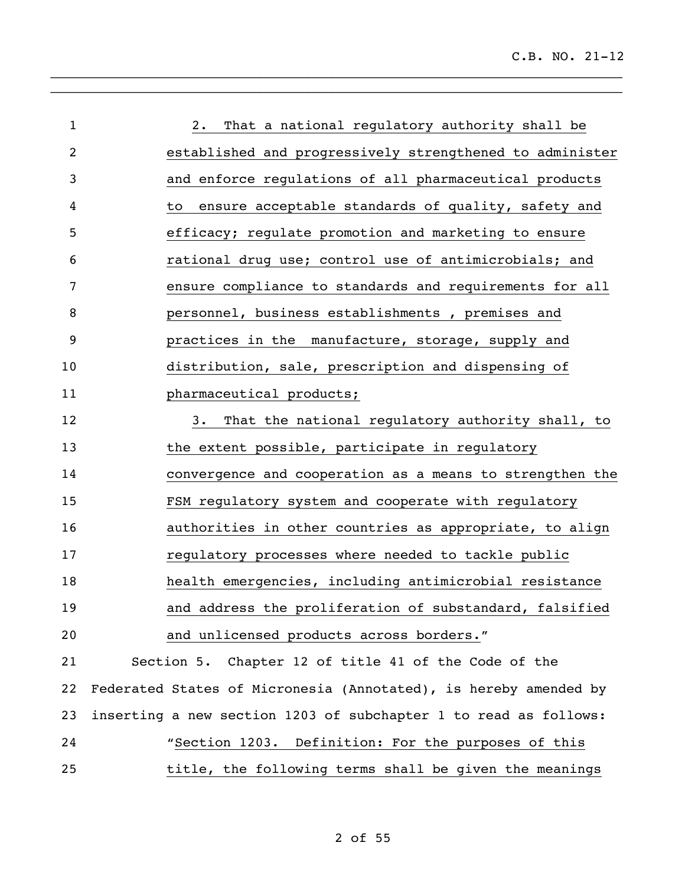2. That a national regulatory authority shall be established and progressively strengthened to administer and enforce regulations of all pharmaceutical products to ensure acceptable standards of quality, safety and efficacy; regulate promotion and marketing to ensure rational drug use; control use of antimicrobials; and ensure compliance to standards and requirements for all personnel, business establishments , premises and practices in the manufacture, storage, supply and distribution, sale, prescription and dispensing of pharmaceutical products;

3. That the national regulatory authority shall, to the extent possible, participate in regulatory convergence and cooperation as a means to strengthen the FSM regulatory system and cooperate with regulatory authorities in other countries as appropriate, to align regulatory processes where needed to tackle public health emergencies, including antimicrobial resistance and address the proliferation of substandard, falsified and unlicensed products across borders."

Section 5. Chapter 12 of title 41 of the Code of the Federated States of Micronesia (Annotated), is hereby amended by inserting a new section 1203 of subchapter 1 to read as follows:

"Section 1203. Definition: For the purposes of this title, the following terms shall be given the meanings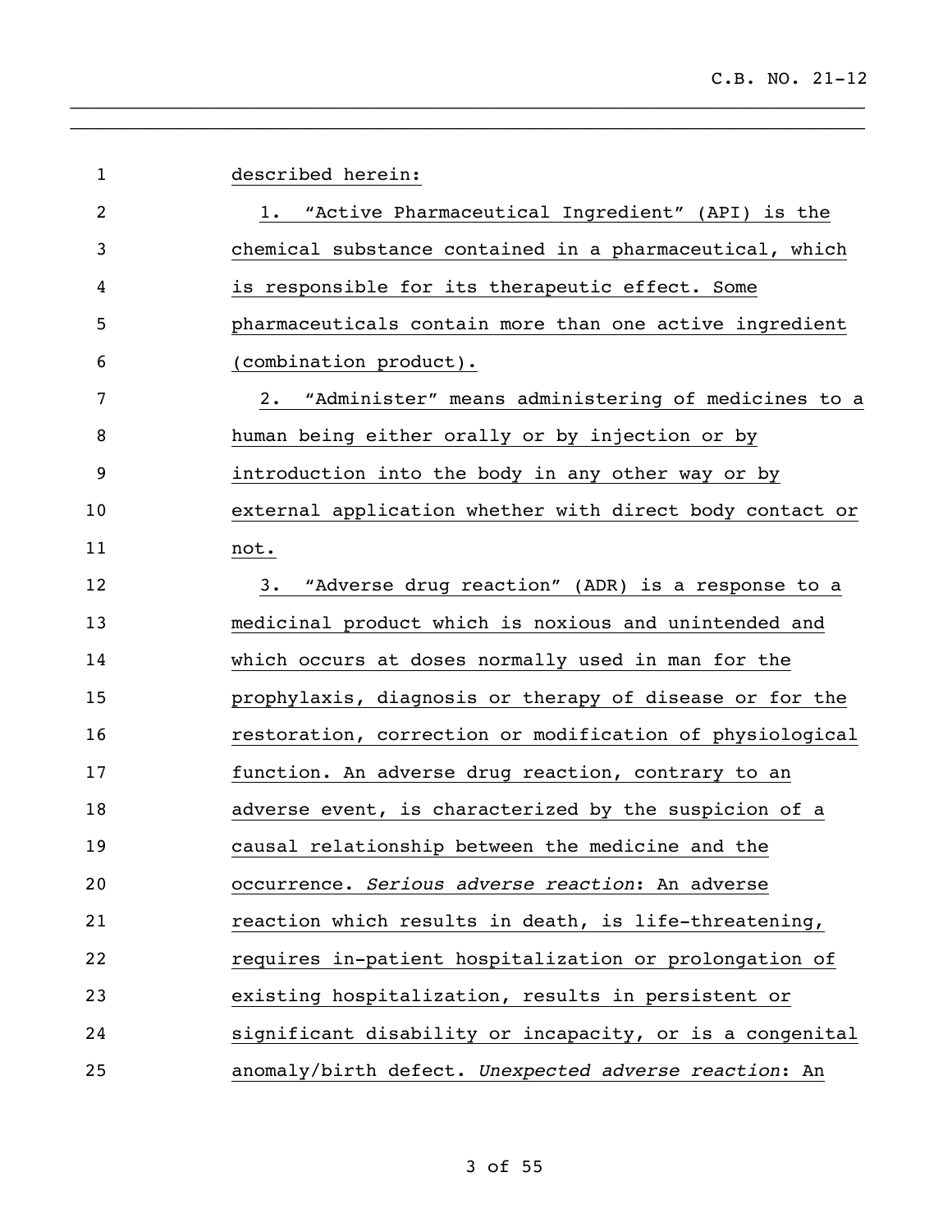described herein:

1. "Active Pharmaceutical Ingredient" (API) is the chemical substance contained in a pharmaceutical, which is responsible for its therapeutic effect. Some pharmaceuticals contain more than one active ingredient (combination product).

2. "Administer" means administering of medicines to a human being either orally or by injection or by introduction into the body in any other way or by external application whether with direct body contact or not.

3. "Adverse drug reaction" (ADR) is a response to a medicinal product which is noxious and unintended and which occurs at doses normally used in man for the prophylaxis, diagnosis or therapy of disease or for the restoration, correction or modification of physiological function. An adverse drug reaction, contrary to an adverse event, is characterized by the suspicion of a causal relationship between the medicine and the occurrence. *Serious adverse reaction*: An adverse reaction which results in death, is life-threatening, requires in-patient hospitalization or prolongation of existing hospitalization, results in persistent or significant disability or incapacity, or is a congenital anomaly/birth defect. *Unexpected adverse reaction*: An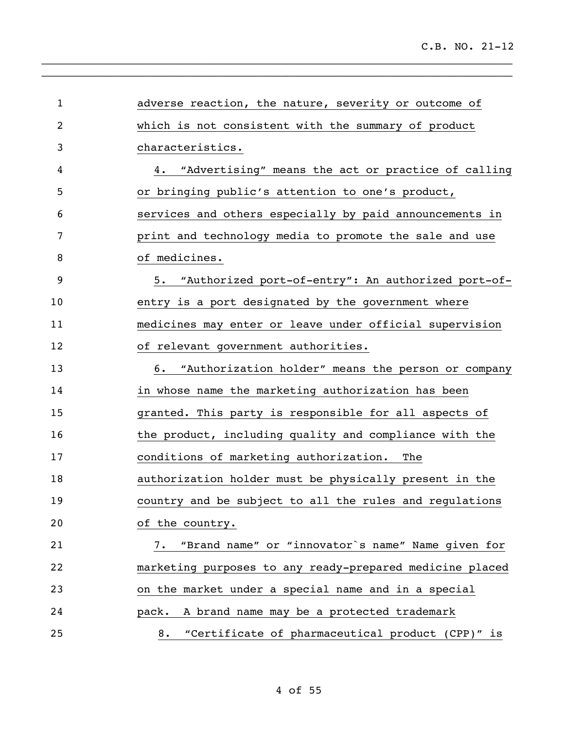adverse reaction, the nature, severity or outcome of which is not consistent with the summary of product characteristics.

4. "Advertising" means the act or practice of calling or bringing public's attention to one's product, services and others especially by paid announcements in print and technology media to promote the sale and use of medicines.

5. "Authorized port-of-entry": An authorized port-of-entry is a port designated by the government where medicines may enter or leave under official supervision of relevant government authorities.

6. "Authorization holder" means the person or company in whose name the marketing authorization has been granted. This party is responsible for all aspects of the product, including quality and compliance with the conditions of marketing authorization. The authorization holder must be physically present in the country and be subject to all the rules and regulations of the country.

7. "Brand name" or "innovator`s name" Name given for marketing purposes to any ready-prepared medicine placed on the market under a special name and in a special pack. A brand name may be a protected trademark

8. "Certificate of pharmaceutical product (CPP)" is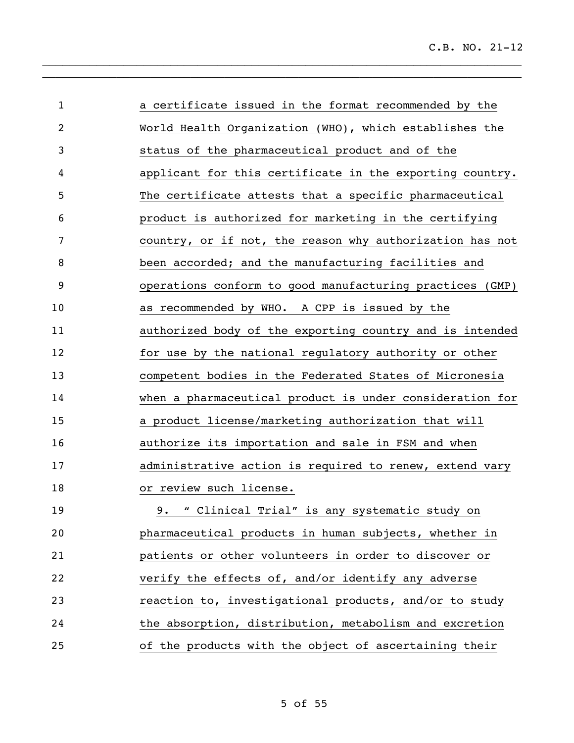a certificate issued in the format recommended by the World Health Organization (WHO), which establishes the status of the pharmaceutical product and of the applicant for this certificate in the exporting country. The certificate attests that a specific pharmaceutical product is authorized for marketing in the certifying country, or if not, the reason why authorization has not been accorded; and the manufacturing facilities and operations conform to good manufacturing practices (GMP) as recommended by WHO. A CPP is issued by the authorized body of the exporting country and is intended for use by the national regulatory authority or other competent bodies in the Federated States of Micronesia when a pharmaceutical product is under consideration for a product license/marketing authorization that will authorize its importation and sale in FSM and when administrative action is required to renew, extend vary or review such license.

9. " Clinical Trial" is any systematic study on pharmaceutical products in human subjects, whether in patients or other volunteers in order to discover or verify the effects of, and/or identify any adverse reaction to, investigational products, and/or to study the absorption, distribution, metabolism and excretion of the products with the object of ascertaining their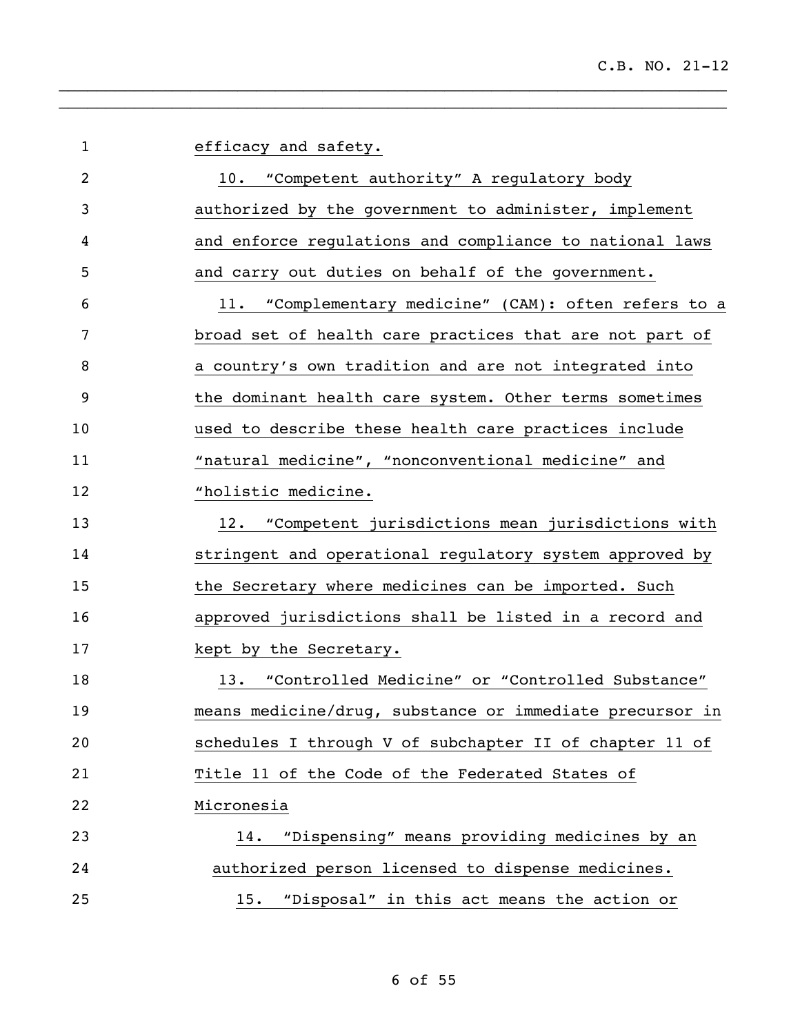efficacy and safety.

10. “Competent authority” A regulatory body authorized by the government to administer, implement and enforce regulations and compliance to national laws and carry out duties on behalf of the government.

11. “Complementary medicine” (CAM): often refers to a broad set of health care practices that are not part of a country’s own tradition and are not integrated into the dominant health care system. Other terms sometimes used to describe these health care practices include “natural medicine”, “nonconventional medicine” and “holistic medicine.

12. “Competent jurisdictions mean jurisdictions with stringent and operational regulatory system approved by the Secretary where medicines can be imported. Such approved jurisdictions shall be listed in a record and kept by the Secretary.

13. “Controlled Medicine” or “Controlled Substance” means medicine/drug, substance or immediate precursor in schedules I through V of subchapter II of chapter 11 of Title 11 of the Code of the Federated States of Micronesia

14. “Dispensing” means providing medicines by an authorized person licensed to dispense medicines.

15. “Disposal” in this act means the action or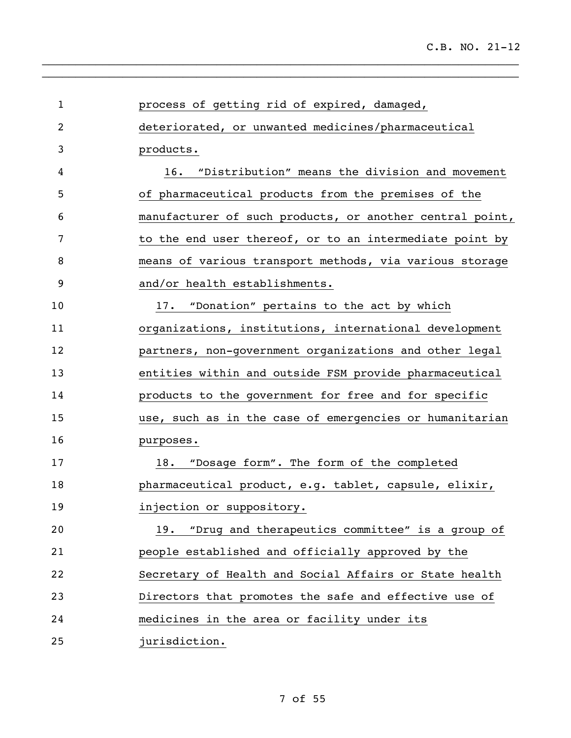process of getting rid of expired, damaged, deteriorated, or unwanted medicines/pharmaceutical products.

16. "Distribution" means the division and movement of pharmaceutical products from the premises of the manufacturer of such products, or another central point, to the end user thereof, or to an intermediate point by means of various transport methods, via various storage and/or health establishments.

17. "Donation" pertains to the act by which organizations, institutions, international development partners, non-government organizations and other legal entities within and outside FSM provide pharmaceutical products to the government for free and for specific use, such as in the case of emergencies or humanitarian purposes.

18. "Dosage form". The form of the completed pharmaceutical product, e.g. tablet, capsule, elixir, injection or suppository.

19. "Drug and therapeutics committee" is a group of people established and officially approved by the Secretary of Health and Social Affairs or State health Directors that promotes the safe and effective use of medicines in the area or facility under its jurisdiction.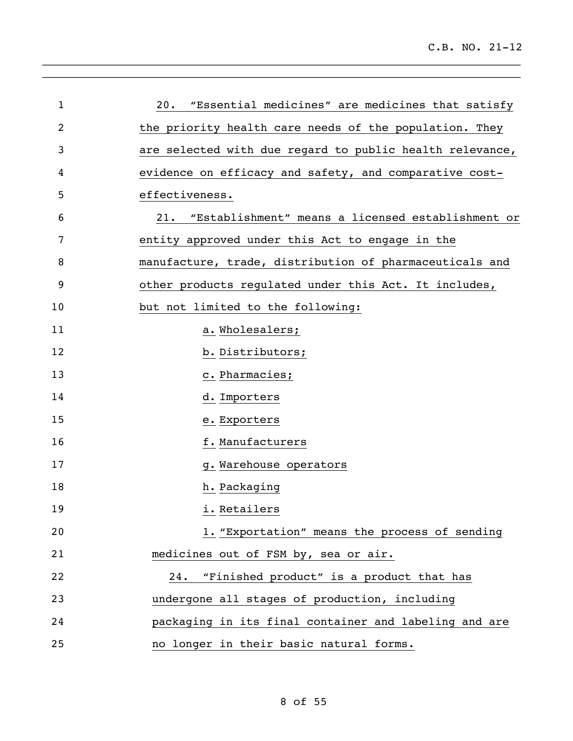20. "Essential medicines" are medicines that satisfy the priority health care needs of the population. They are selected with due regard to public health relevance, evidence on efficacy and safety, and comparative cost-effectiveness.

21. "Establishment" means a licensed establishment or entity approved under this Act to engage in the manufacture, trade, distribution of pharmaceuticals and other products regulated under this Act. It includes, but not limited to the following:

a. Wholesalers;
b. Distributors;
c. Pharmacies;
d. Importers
e. Exporters
f. Manufacturers
g. Warehouse operators
h. Packaging
i. Retailers

1. "Exportation" means the process of sending medicines out of FSM by, sea or air.

24. "Finished product" is a product that has undergone all stages of production, including packaging in its final container and labeling and are no longer in their basic natural forms.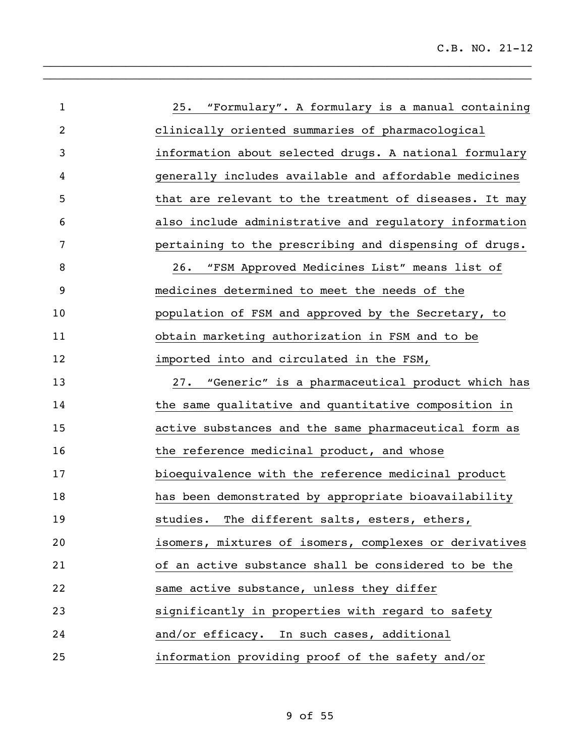25. "Formulary". A formulary is a manual containing clinically oriented summaries of pharmacological information about selected drugs. A national formulary generally includes available and affordable medicines that are relevant to the treatment of diseases. It may also include administrative and regulatory information pertaining to the prescribing and dispensing of drugs.

26. "FSM Approved Medicines List" means list of medicines determined to meet the needs of the population of FSM and approved by the Secretary, to obtain marketing authorization in FSM and to be imported into and circulated in the FSM,

27. "Generic" is a pharmaceutical product which has the same qualitative and quantitative composition in active substances and the same pharmaceutical form as the reference medicinal product, and whose bioequivalence with the reference medicinal product has been demonstrated by appropriate bioavailability studies. The different salts, esters, ethers, isomers, mixtures of isomers, complexes or derivatives of an active substance shall be considered to be the same active substance, unless they differ significantly in properties with regard to safety and/or efficacy. In such cases, additional information providing proof of the safety and/or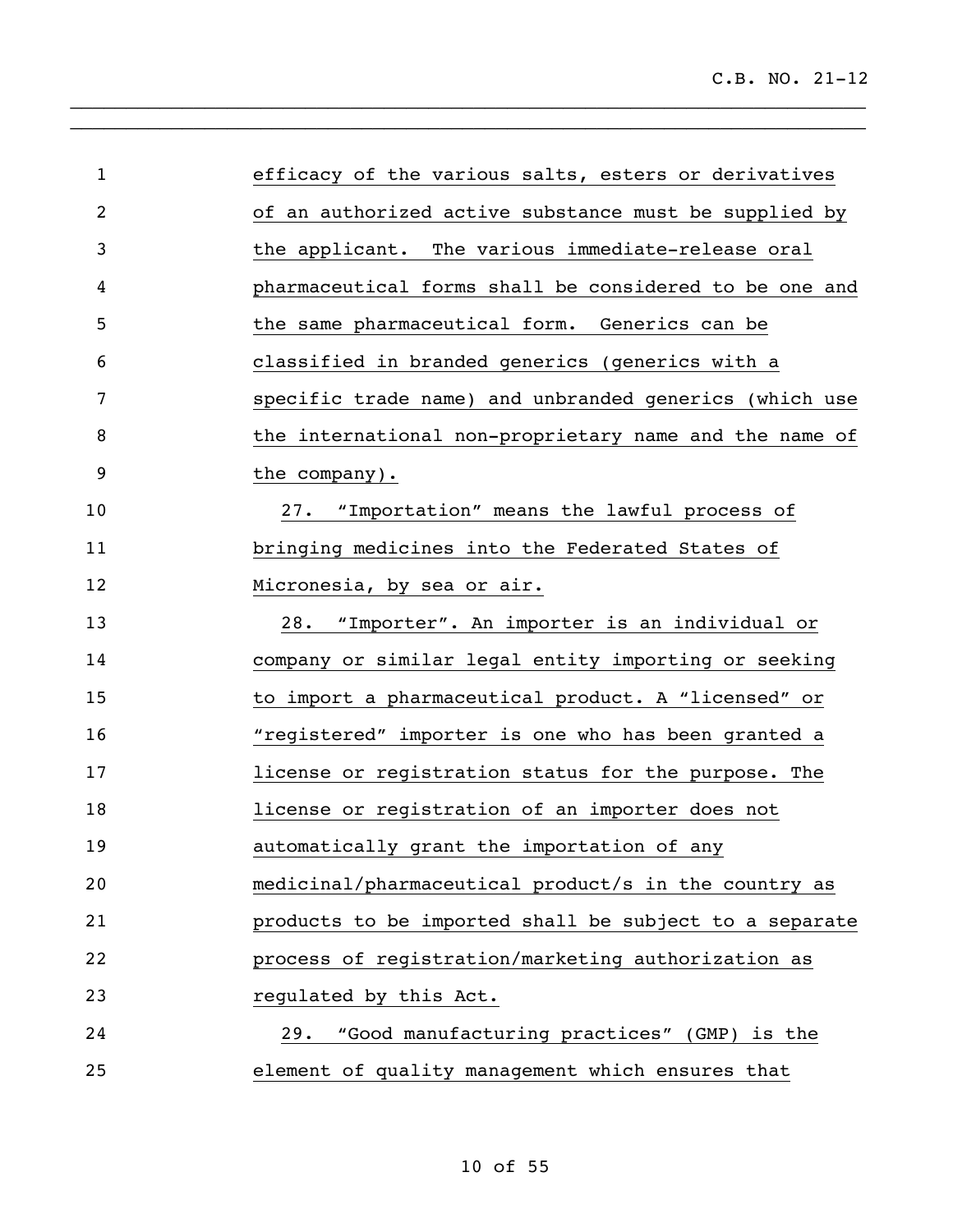efficacy of the various salts, esters or derivatives of an authorized active substance must be supplied by the applicant. The various immediate-release oral pharmaceutical forms shall be considered to be one and the same pharmaceutical form. Generics can be classified in branded generics (generics with a specific trade name) and unbranded generics (which use the international non-proprietary name and the name of the company).

27. "Importation" means the lawful process of bringing medicines into the Federated States of Micronesia, by sea or air.

28. "Importer". An importer is an individual or company or similar legal entity importing or seeking to import a pharmaceutical product. A "licensed" or "registered" importer is one who has been granted a license or registration status for the purpose. The license or registration of an importer does not automatically grant the importation of any medicinal/pharmaceutical product/s in the country as products to be imported shall be subject to a separate process of registration/marketing authorization as regulated by this Act.

29. "Good manufacturing practices" (GMP) is the element of quality management which ensures that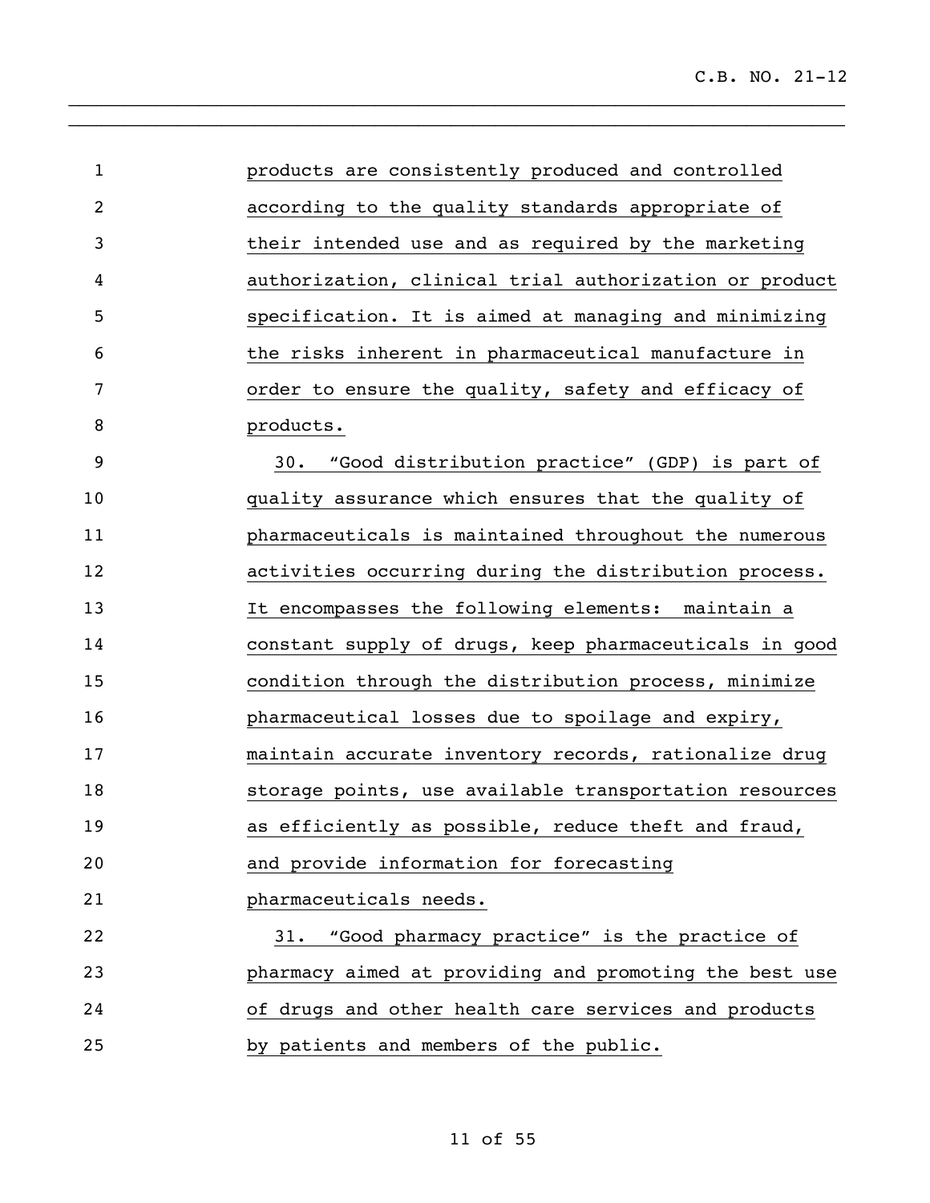products are consistently produced and controlled according to the quality standards appropriate of their intended use and as required by the marketing authorization, clinical trial authorization or product specification. It is aimed at managing and minimizing the risks inherent in pharmaceutical manufacture in order to ensure the quality, safety and efficacy of products.

30. "Good distribution practice" (GDP) is part of quality assurance which ensures that the quality of pharmaceuticals is maintained throughout the numerous activities occurring during the distribution process. It encompasses the following elements: maintain a constant supply of drugs, keep pharmaceuticals in good condition through the distribution process, minimize pharmaceutical losses due to spoilage and expiry, maintain accurate inventory records, rationalize drug storage points, use available transportation resources as efficiently as possible, reduce theft and fraud, and provide information for forecasting pharmaceuticals needs.

31. "Good pharmacy practice" is the practice of pharmacy aimed at providing and promoting the best use of drugs and other health care services and products by patients and members of the public.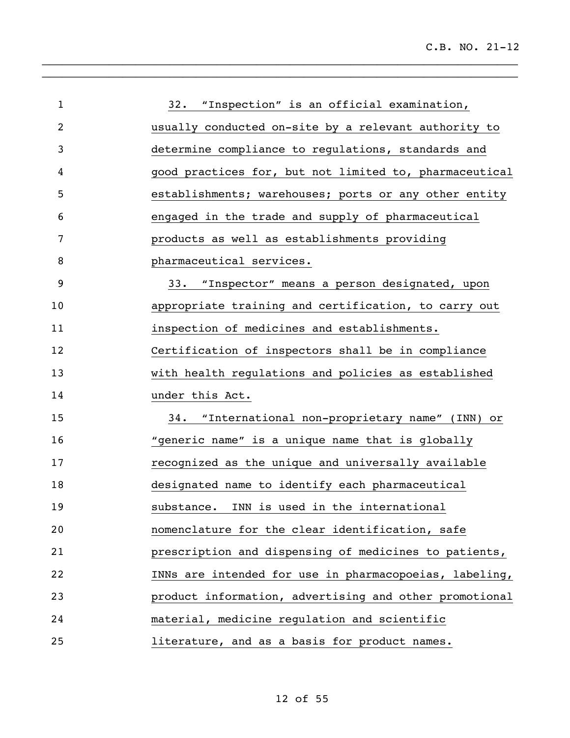32. "Inspection" is an official examination, usually conducted on-site by a relevant authority to determine compliance to regulations, standards and good practices for, but not limited to, pharmaceutical establishments; warehouses; ports or any other entity engaged in the trade and supply of pharmaceutical products as well as establishments providing pharmaceutical services.

33. "Inspector" means a person designated, upon appropriate training and certification, to carry out inspection of medicines and establishments. Certification of inspectors shall be in compliance with health regulations and policies as established under this Act.

34. "International non-proprietary name" (INN) or "generic name" is a unique name that is globally recognized as the unique and universally available designated name to identify each pharmaceutical substance. INN is used in the international nomenclature for the clear identification, safe prescription and dispensing of medicines to patients, INNs are intended for use in pharmacopoeias, labeling, product information, advertising and other promotional material, medicine regulation and scientific literature, and as a basis for product names.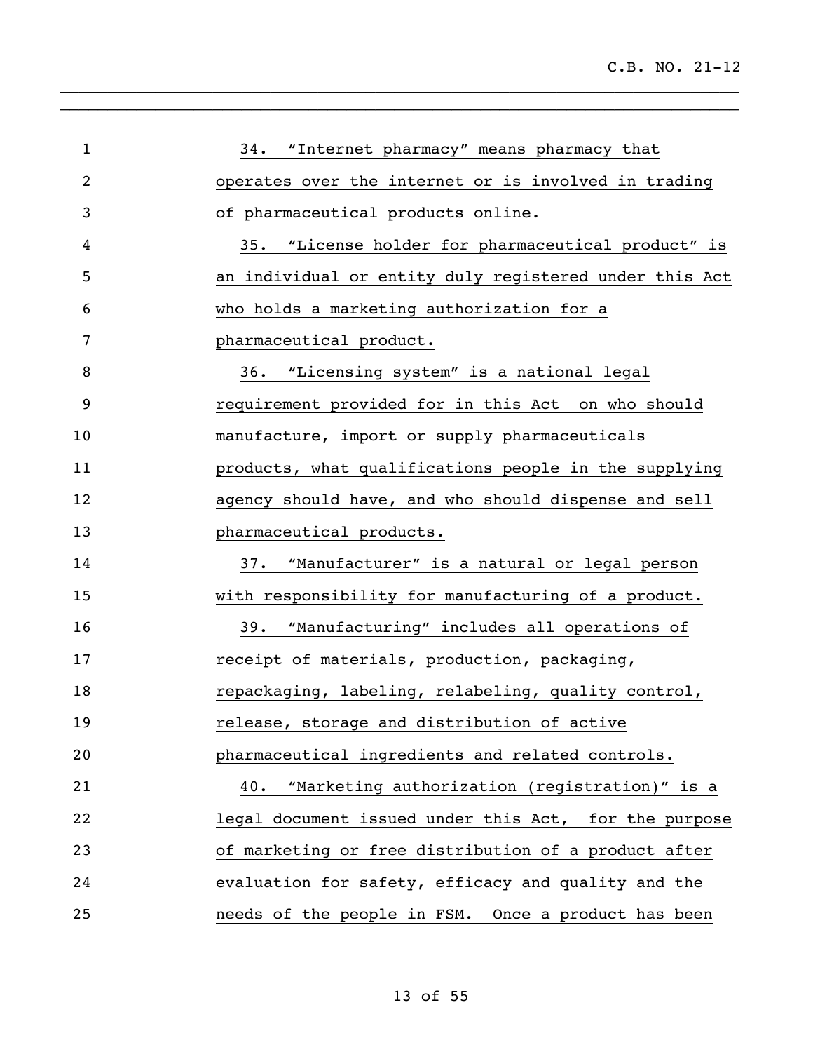34. "Internet pharmacy" means pharmacy that operates over the internet or is involved in trading of pharmaceutical products online.

35. "License holder for pharmaceutical product" is an individual or entity duly registered under this Act who holds a marketing authorization for a pharmaceutical product.

36. "Licensing system" is a national legal requirement provided for in this Act on who should manufacture, import or supply pharmaceuticals products, what qualifications people in the supplying agency should have, and who should dispense and sell pharmaceutical products.

37. "Manufacturer" is a natural or legal person with responsibility for manufacturing of a product.

39. "Manufacturing" includes all operations of receipt of materials, production, packaging, repackaging, labeling, relabeling, quality control, release, storage and distribution of active pharmaceutical ingredients and related controls.

40. "Marketing authorization (registration)" is a legal document issued under this Act, for the purpose of marketing or free distribution of a product after evaluation for safety, efficacy and quality and the needs of the people in FSM. Once a product has been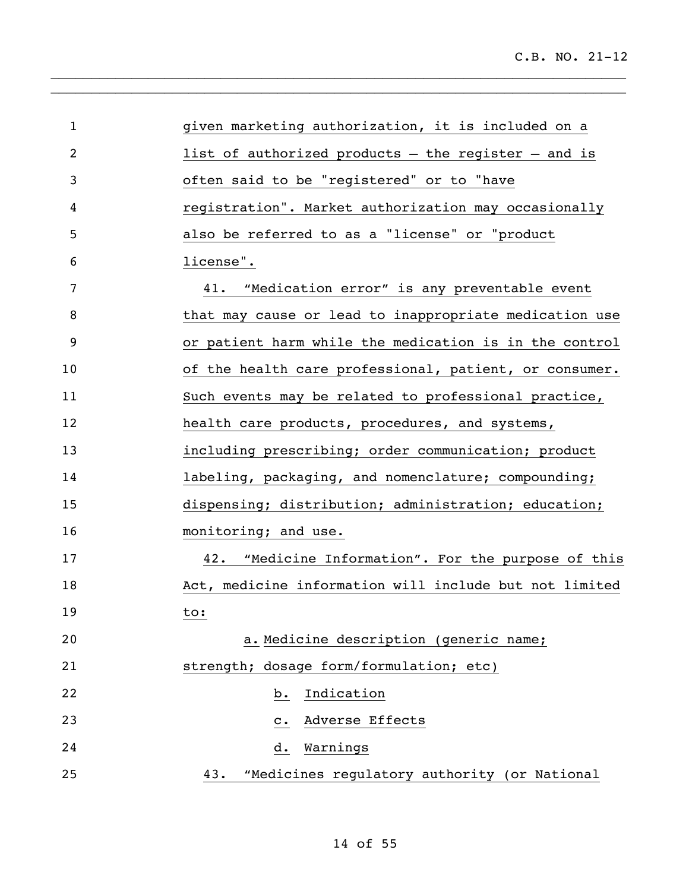given marketing authorization, it is included on a list of authorized products – the register – and is often said to be "registered" or to "have registration". Market authorization may occasionally also be referred to as a "license" or "product license".

41. “Medication error” is any preventable event that may cause or lead to inappropriate medication use or patient harm while the medication is in the control of the health care professional, patient, or consumer. Such events may be related to professional practice, health care products, procedures, and systems, including prescribing; order communication; product labeling, packaging, and nomenclature; compounding; dispensing; distribution; administration; education; monitoring; and use.

42. “Medicine Information”. For the purpose of this Act, medicine information will include but not limited to:

a. Medicine description (generic name; strength; dosage form/formulation; etc)

b. Indication

c. Adverse Effects

d. Warnings

43. “Medicines regulatory authority (or National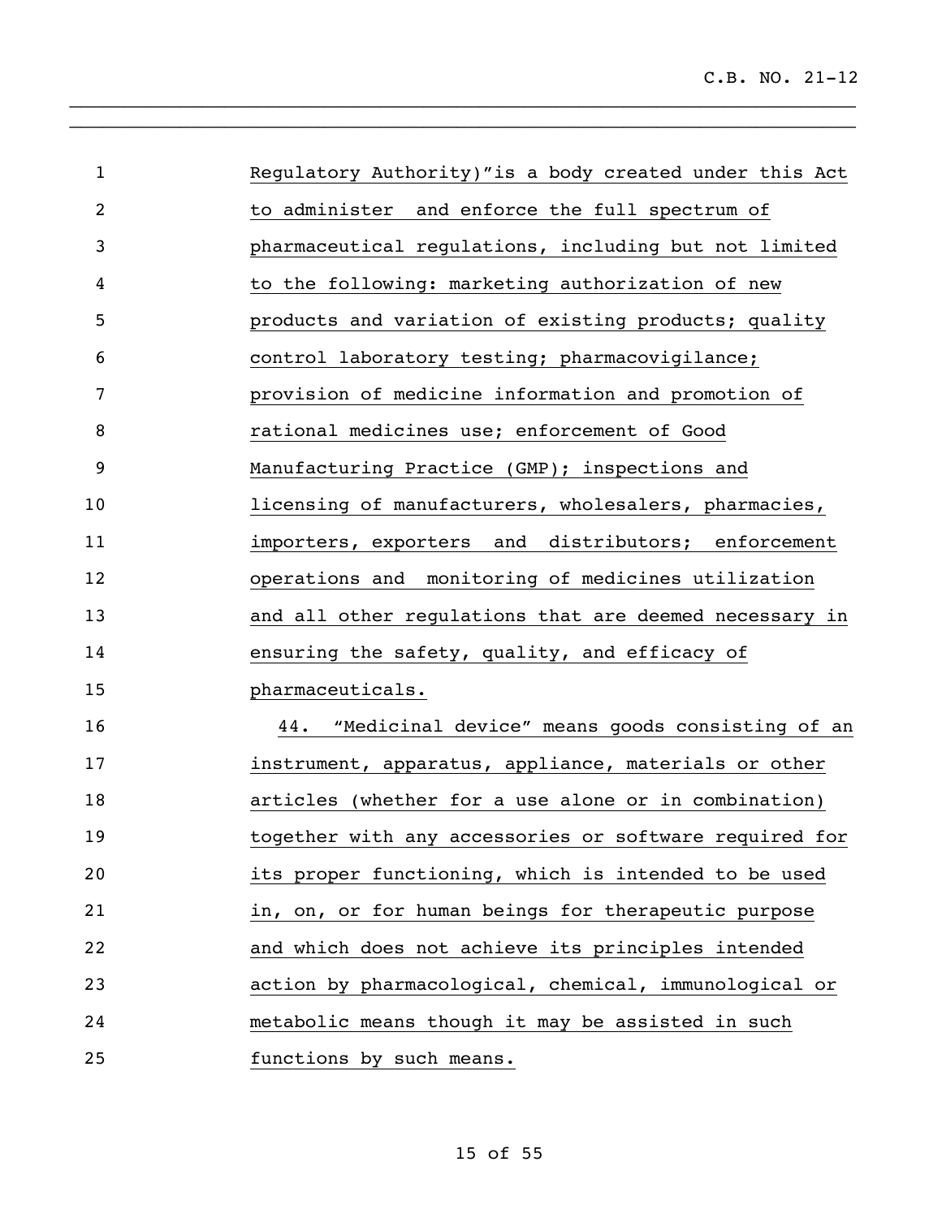Regulatory Authority)"is a body created under this Act to administer and enforce the full spectrum of pharmaceutical regulations, including but not limited to the following: marketing authorization of new products and variation of existing products; quality control laboratory testing; pharmacovigilance; provision of medicine information and promotion of rational medicines use; enforcement of Good Manufacturing Practice (GMP); inspections and licensing of manufacturers, wholesalers, pharmacies, importers, exporters and distributors; enforcement operations and monitoring of medicines utilization and all other regulations that are deemed necessary in ensuring the safety, quality, and efficacy of pharmaceuticals.

44. "Medicinal device" means goods consisting of an instrument, apparatus, appliance, materials or other articles (whether for a use alone or in combination) together with any accessories or software required for its proper functioning, which is intended to be used in, on, or for human beings for therapeutic purpose and which does not achieve its principles intended action by pharmacological, chemical, immunological or metabolic means though it may be assisted in such functions by such means.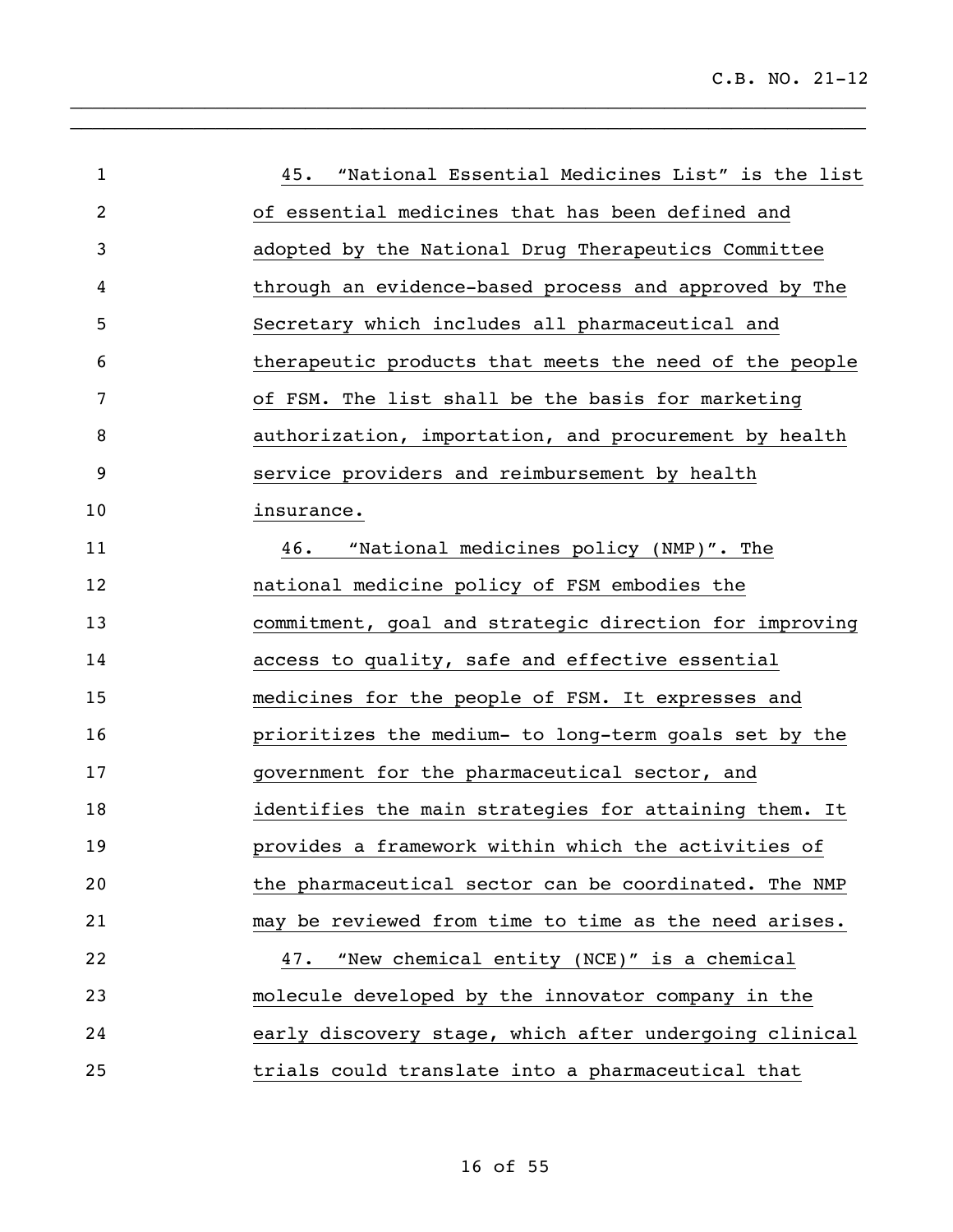45. "National Essential Medicines List" is the list of essential medicines that has been defined and adopted by the National Drug Therapeutics Committee through an evidence-based process and approved by The Secretary which includes all pharmaceutical and therapeutic products that meets the need of the people of FSM. The list shall be the basis for marketing authorization, importation, and procurement by health service providers and reimbursement by health insurance.

46. "National medicines policy (NMP)". The national medicine policy of FSM embodies the commitment, goal and strategic direction for improving access to quality, safe and effective essential medicines for the people of FSM. It expresses and prioritizes the medium- to long-term goals set by the government for the pharmaceutical sector, and identifies the main strategies for attaining them. It provides a framework within which the activities of the pharmaceutical sector can be coordinated. The NMP may be reviewed from time to time as the need arises.

47. "New chemical entity (NCE)" is a chemical molecule developed by the innovator company in the early discovery stage, which after undergoing clinical trials could translate into a pharmaceutical that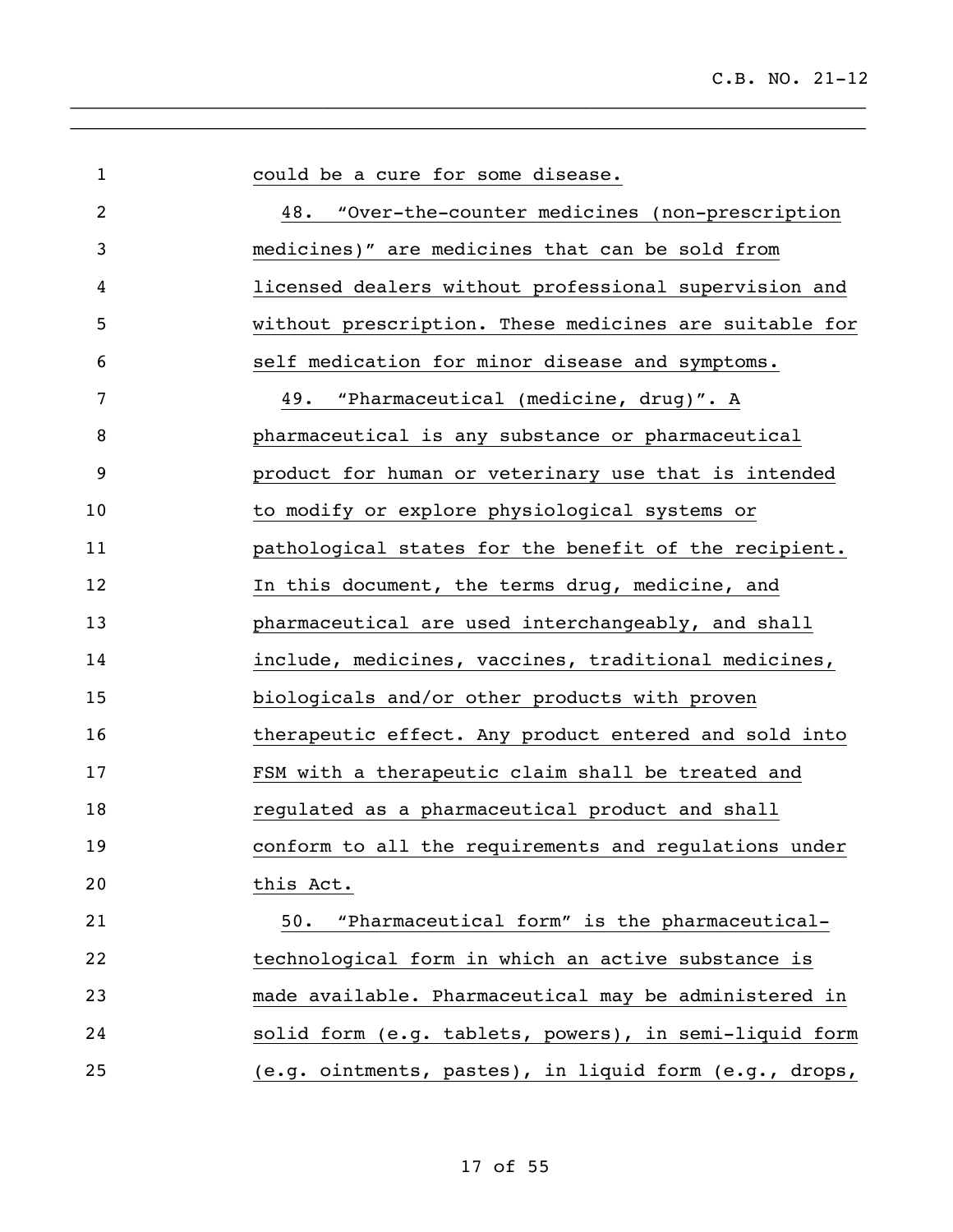could be a cure for some disease.

48. "Over-the-counter medicines (non-prescription medicines)" are medicines that can be sold from licensed dealers without professional supervision and without prescription. These medicines are suitable for self medication for minor disease and symptoms.

49. "Pharmaceutical (medicine, drug)". A pharmaceutical is any substance or pharmaceutical product for human or veterinary use that is intended to modify or explore physiological systems or pathological states for the benefit of the recipient. In this document, the terms drug, medicine, and pharmaceutical are used interchangeably, and shall include, medicines, vaccines, traditional medicines, biologicals and/or other products with proven therapeutic effect. Any product entered and sold into FSM with a therapeutic claim shall be treated and regulated as a pharmaceutical product and shall conform to all the requirements and regulations under this Act.

50. "Pharmaceutical form" is the pharmaceutical-technological form in which an active substance is made available. Pharmaceutical may be administered in solid form (e.g. tablets, powers), in semi-liquid form (e.g. ointments, pastes), in liquid form (e.g., drops,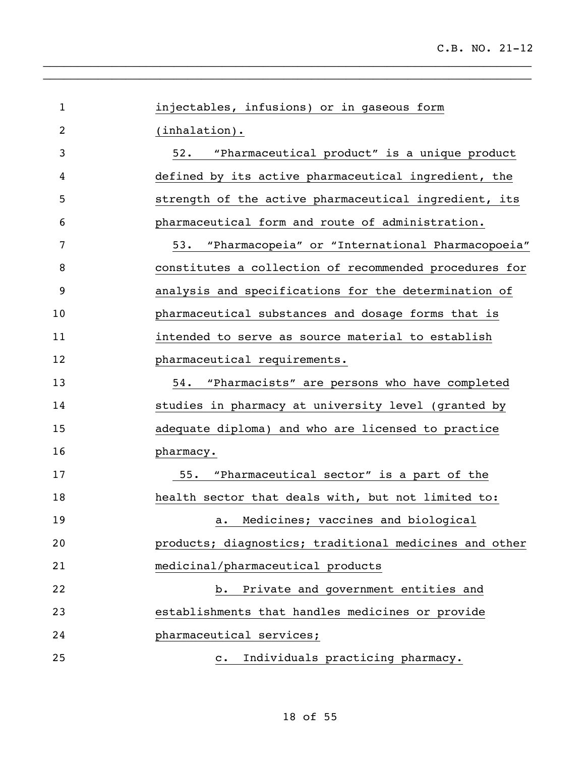injectables, infusions) or in gaseous form (inhalation).

52. "Pharmaceutical product" is a unique product defined by its active pharmaceutical ingredient, the strength of the active pharmaceutical ingredient, its pharmaceutical form and route of administration.

53. "Pharmacopeia" or "International Pharmacopoeia" constitutes a collection of recommended procedures for analysis and specifications for the determination of pharmaceutical substances and dosage forms that is intended to serve as source material to establish pharmaceutical requirements.

54. "Pharmacists" are persons who have completed studies in pharmacy at university level (granted by adequate diploma) and who are licensed to practice pharmacy.

55. "Pharmaceutical sector" is a part of the health sector that deals with, but not limited to:

a. Medicines; vaccines and biological products; diagnostics; traditional medicines and other medicinal/pharmaceutical products

b. Private and government entities and establishments that handles medicines or provide pharmaceutical services;

c. Individuals practicing pharmacy.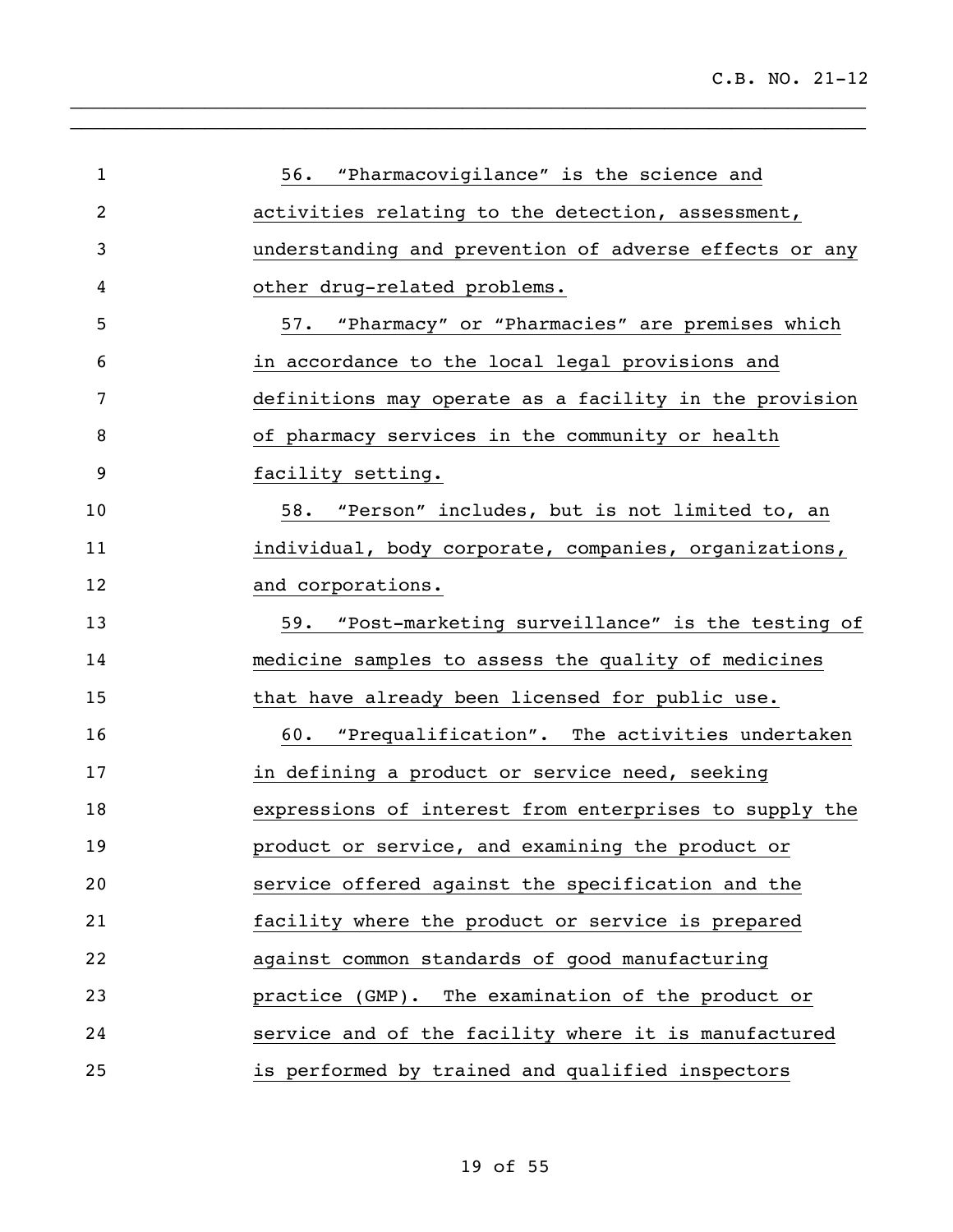56. “Pharmacovigilance” is the science and activities relating to the detection, assessment, understanding and prevention of adverse effects or any other drug-related problems.

57. “Pharmacy” or “Pharmacies” are premises which in accordance to the local legal provisions and definitions may operate as a facility in the provision of pharmacy services in the community or health facility setting.

58. “Person” includes, but is not limited to, an individual, body corporate, companies, organizations, and corporations.

59. “Post-marketing surveillance” is the testing of medicine samples to assess the quality of medicines that have already been licensed for public use.

60. “Prequalification”. The activities undertaken in defining a product or service need, seeking expressions of interest from enterprises to supply the product or service, and examining the product or service offered against the specification and the facility where the product or service is prepared against common standards of good manufacturing practice (GMP). The examination of the product or service and of the facility where it is manufactured is performed by trained and qualified inspectors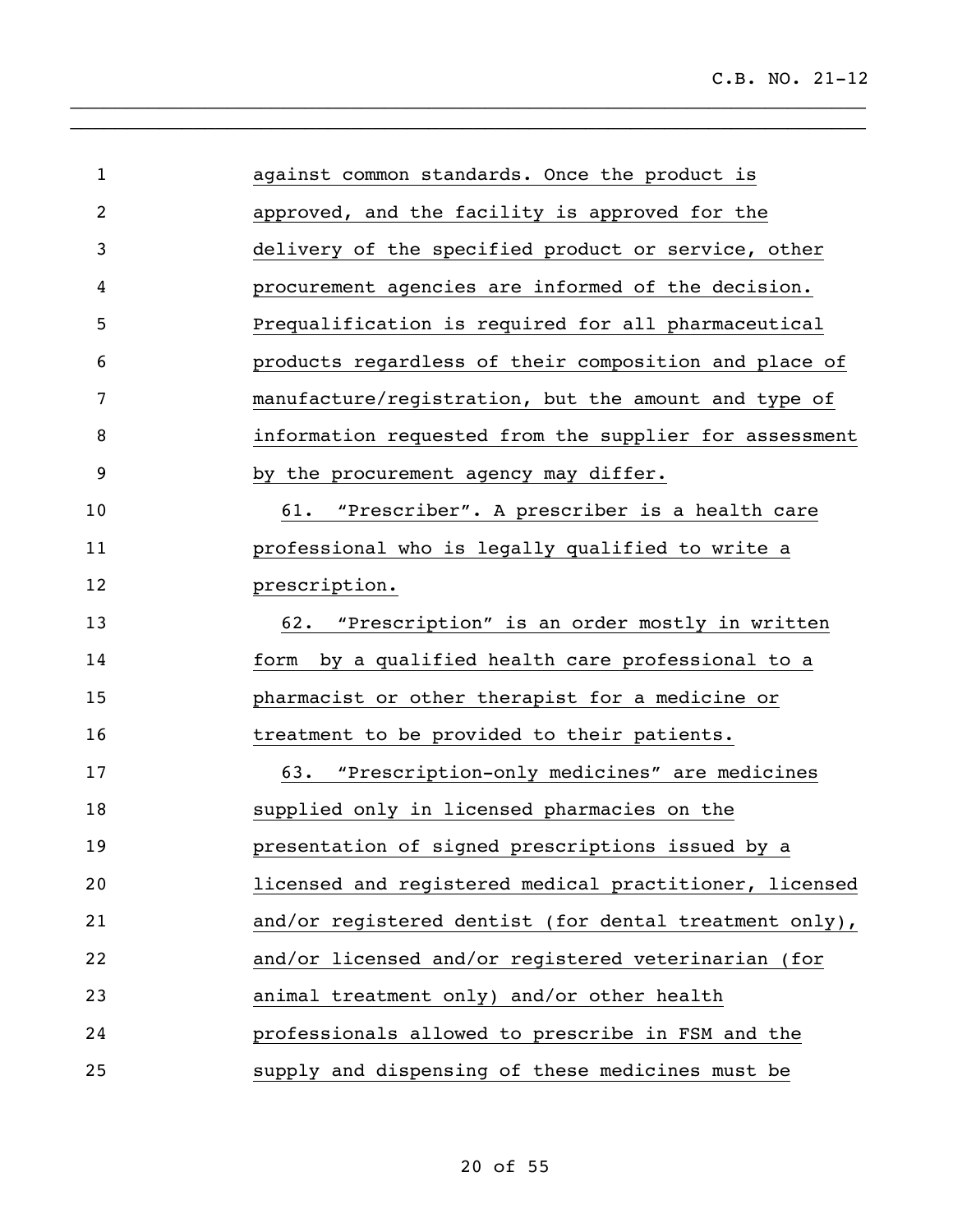against common standards. Once the product is approved, and the facility is approved for the delivery of the specified product or service, other procurement agencies are informed of the decision. Prequalification is required for all pharmaceutical products regardless of their composition and place of manufacture/registration, but the amount and type of information requested from the supplier for assessment by the procurement agency may differ.

61. "Prescriber". A prescriber is a health care professional who is legally qualified to write a prescription.

62. "Prescription" is an order mostly in written form by a qualified health care professional to a pharmacist or other therapist for a medicine or treatment to be provided to their patients.

63. "Prescription-only medicines" are medicines supplied only in licensed pharmacies on the presentation of signed prescriptions issued by a licensed and registered medical practitioner, licensed and/or registered dentist (for dental treatment only), and/or licensed and/or registered veterinarian (for animal treatment only) and/or other health professionals allowed to prescribe in FSM and the supply and dispensing of these medicines must be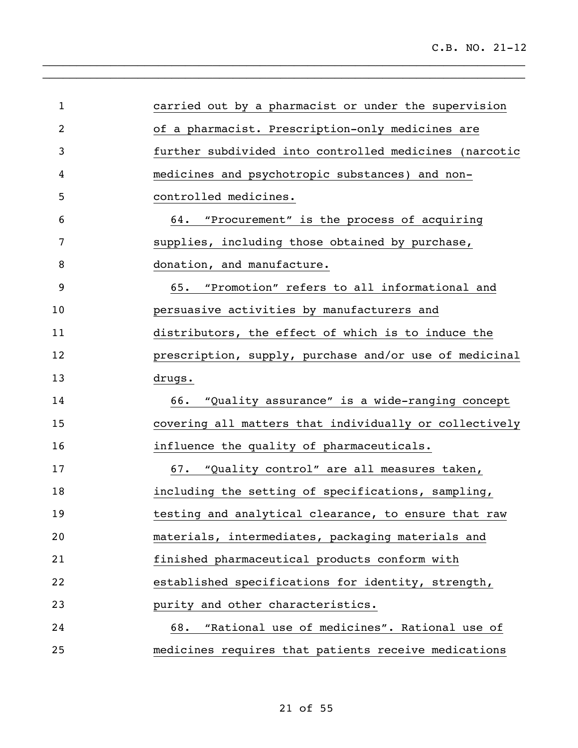carried out by a pharmacist or under the supervision of a pharmacist. Prescription-only medicines are further subdivided into controlled medicines (narcotic medicines and psychotropic substances) and non-controlled medicines.

64. "Procurement" is the process of acquiring supplies, including those obtained by purchase, donation, and manufacture.

65. "Promotion" refers to all informational and persuasive activities by manufacturers and distributors, the effect of which is to induce the prescription, supply, purchase and/or use of medicinal drugs.

66. "Quality assurance" is a wide-ranging concept covering all matters that individually or collectively influence the quality of pharmaceuticals.

67. "Quality control" are all measures taken, including the setting of specifications, sampling, testing and analytical clearance, to ensure that raw materials, intermediates, packaging materials and finished pharmaceutical products conform with established specifications for identity, strength, purity and other characteristics.

68. "Rational use of medicines". Rational use of medicines requires that patients receive medications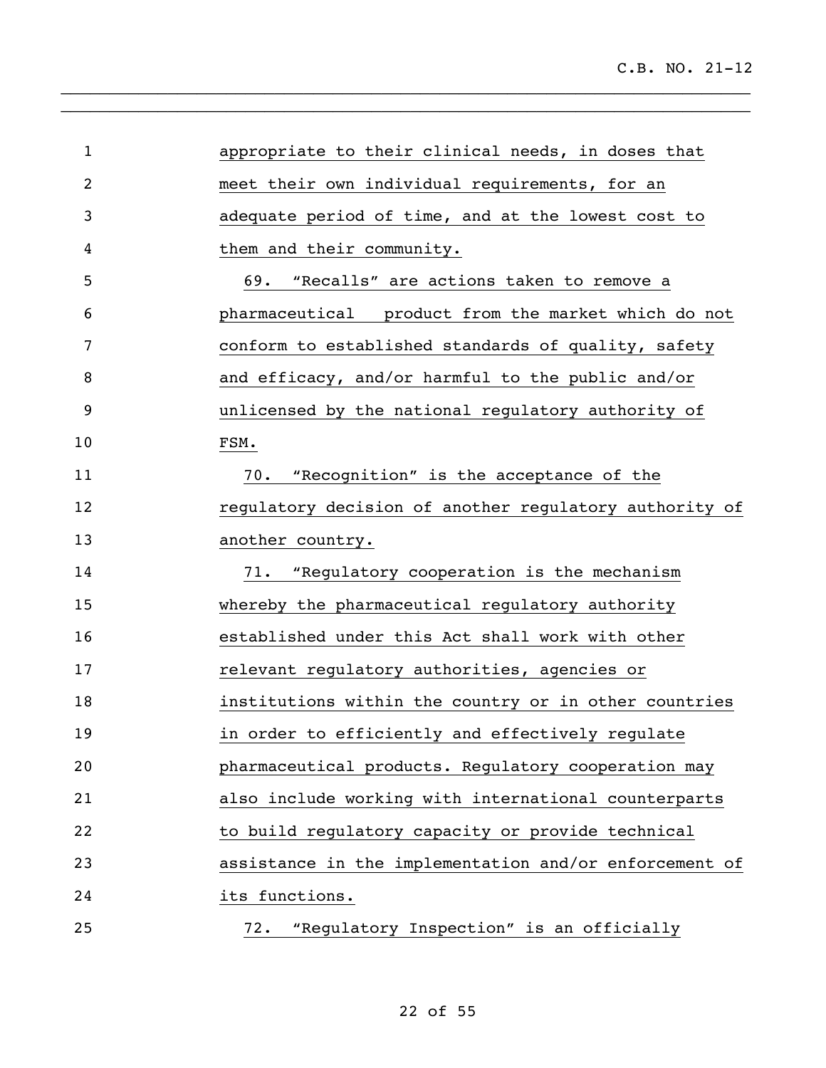appropriate to their clinical needs, in doses that meet their own individual requirements, for an adequate period of time, and at the lowest cost to them and their community.

69. "Recalls" are actions taken to remove a pharmaceutical product from the market which do not conform to established standards of quality, safety and efficacy, and/or harmful to the public and/or unlicensed by the national regulatory authority of FSM.

70. "Recognition" is the acceptance of the regulatory decision of another regulatory authority of another country.

71. "Regulatory cooperation is the mechanism whereby the pharmaceutical regulatory authority established under this Act shall work with other relevant regulatory authorities, agencies or institutions within the country or in other countries in order to efficiently and effectively regulate pharmaceutical products. Regulatory cooperation may also include working with international counterparts to build regulatory capacity or provide technical assistance in the implementation and/or enforcement of its functions.

72. "Regulatory Inspection" is an officially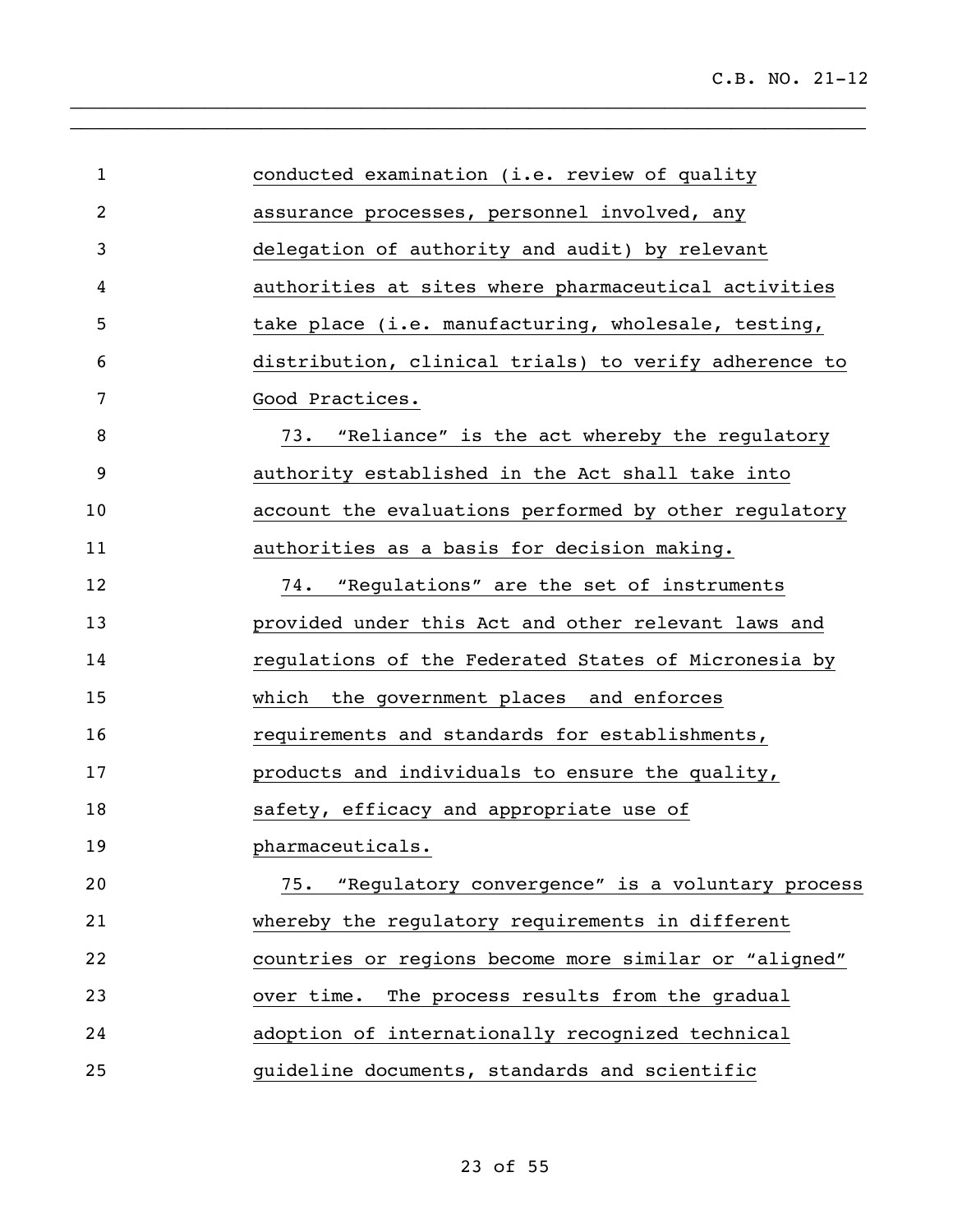conducted examination (i.e. review of quality assurance processes, personnel involved, any delegation of authority and audit) by relevant authorities at sites where pharmaceutical activities take place (i.e. manufacturing, wholesale, testing, distribution, clinical trials) to verify adherence to Good Practices.

73. "Reliance" is the act whereby the regulatory authority established in the Act shall take into account the evaluations performed by other regulatory authorities as a basis for decision making.

74. "Regulations" are the set of instruments provided under this Act and other relevant laws and regulations of the Federated States of Micronesia by which the government places and enforces requirements and standards for establishments, products and individuals to ensure the quality, safety, efficacy and appropriate use of pharmaceuticals.

75. "Regulatory convergence" is a voluntary process whereby the regulatory requirements in different countries or regions become more similar or "aligned" over time. The process results from the gradual adoption of internationally recognized technical guideline documents, standards and scientific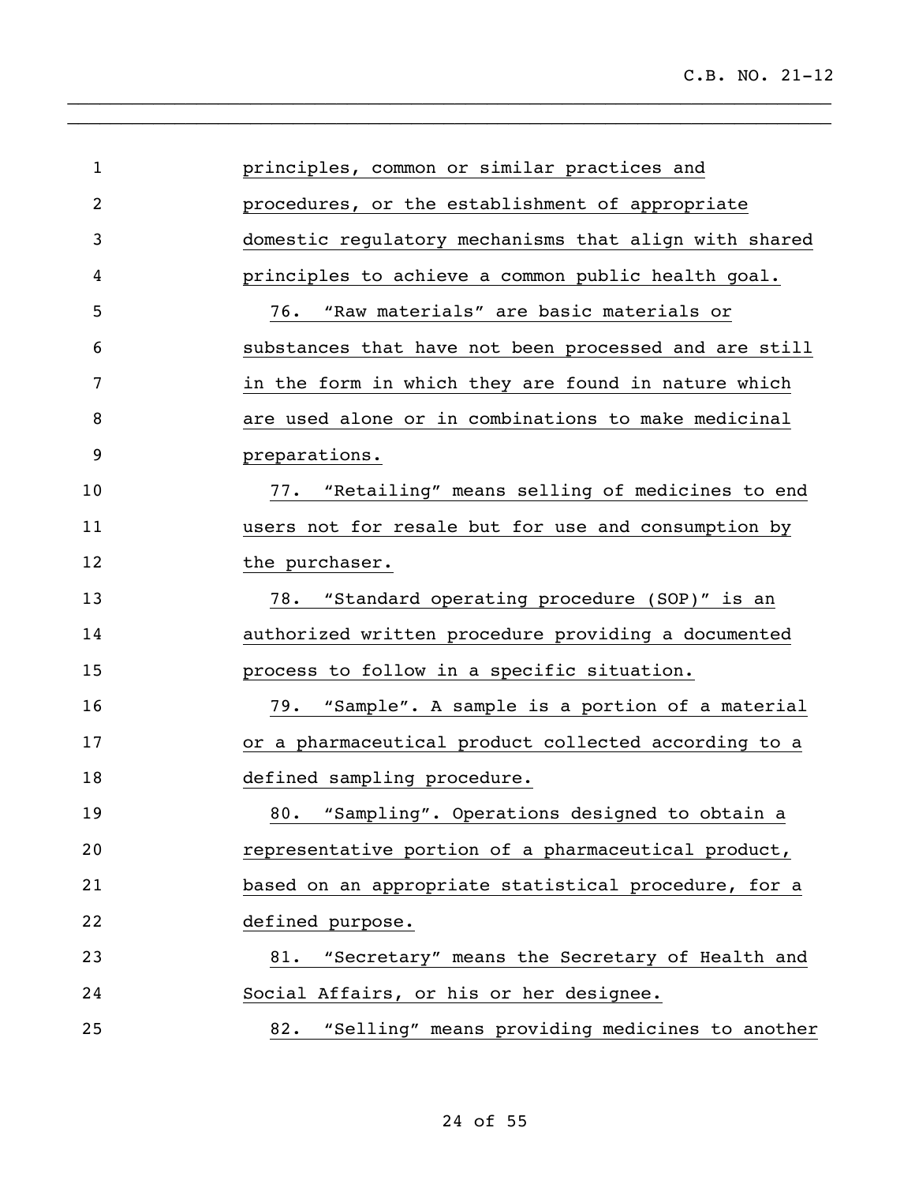principles, common or similar practices and procedures, or the establishment of appropriate domestic regulatory mechanisms that align with shared principles to achieve a common public health goal.

76. "Raw materials" are basic materials or substances that have not been processed and are still in the form in which they are found in nature which are used alone or in combinations to make medicinal preparations.

77. "Retailing" means selling of medicines to end users not for resale but for use and consumption by the purchaser.

78. "Standard operating procedure (SOP)" is an authorized written procedure providing a documented process to follow in a specific situation.

79. "Sample". A sample is a portion of a material or a pharmaceutical product collected according to a defined sampling procedure.

80. "Sampling". Operations designed to obtain a representative portion of a pharmaceutical product, based on an appropriate statistical procedure, for a defined purpose.

81. "Secretary" means the Secretary of Health and Social Affairs, or his or her designee.

82. "Selling" means providing medicines to another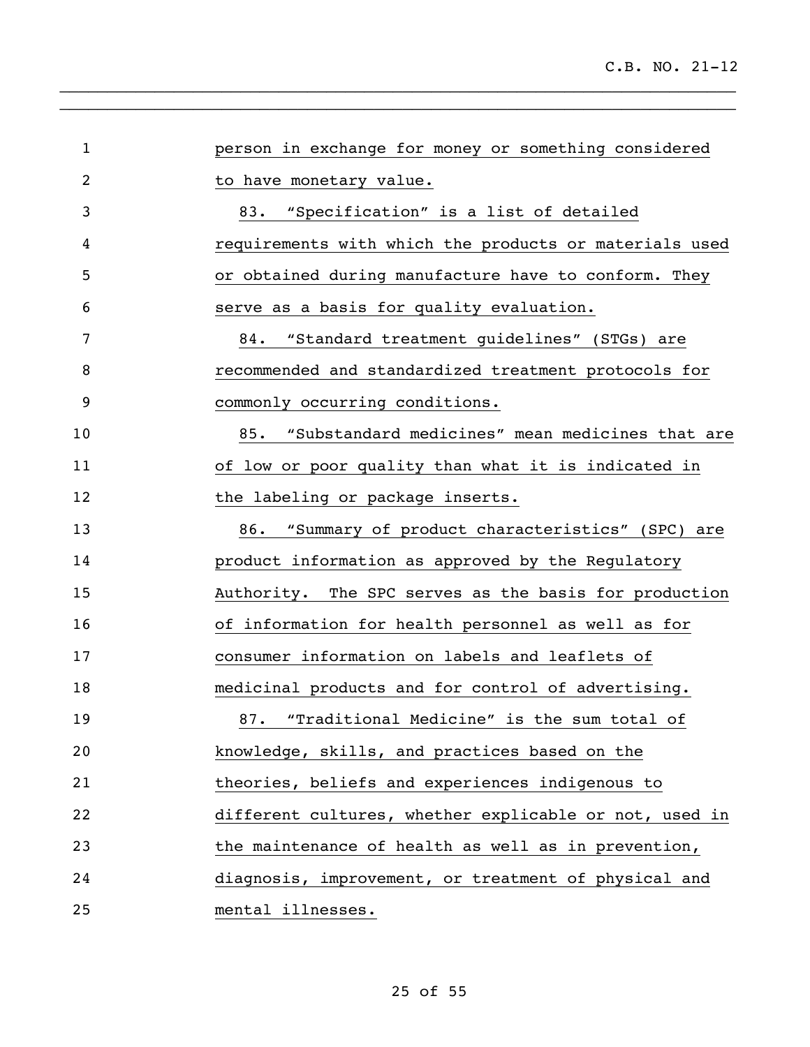person in exchange for money or something considered to have monetary value.

83. "Specification" is a list of detailed requirements with which the products or materials used or obtained during manufacture have to conform. They serve as a basis for quality evaluation.

84. "Standard treatment guidelines" (STGs) are recommended and standardized treatment protocols for commonly occurring conditions.

85. "Substandard medicines" mean medicines that are of low or poor quality than what it is indicated in the labeling or package inserts.

86. "Summary of product characteristics" (SPC) are product information as approved by the Regulatory Authority. The SPC serves as the basis for production of information for health personnel as well as for consumer information on labels and leaflets of medicinal products and for control of advertising.

87. "Traditional Medicine" is the sum total of knowledge, skills, and practices based on the theories, beliefs and experiences indigenous to different cultures, whether explicable or not, used in the maintenance of health as well as in prevention, diagnosis, improvement, or treatment of physical and mental illnesses.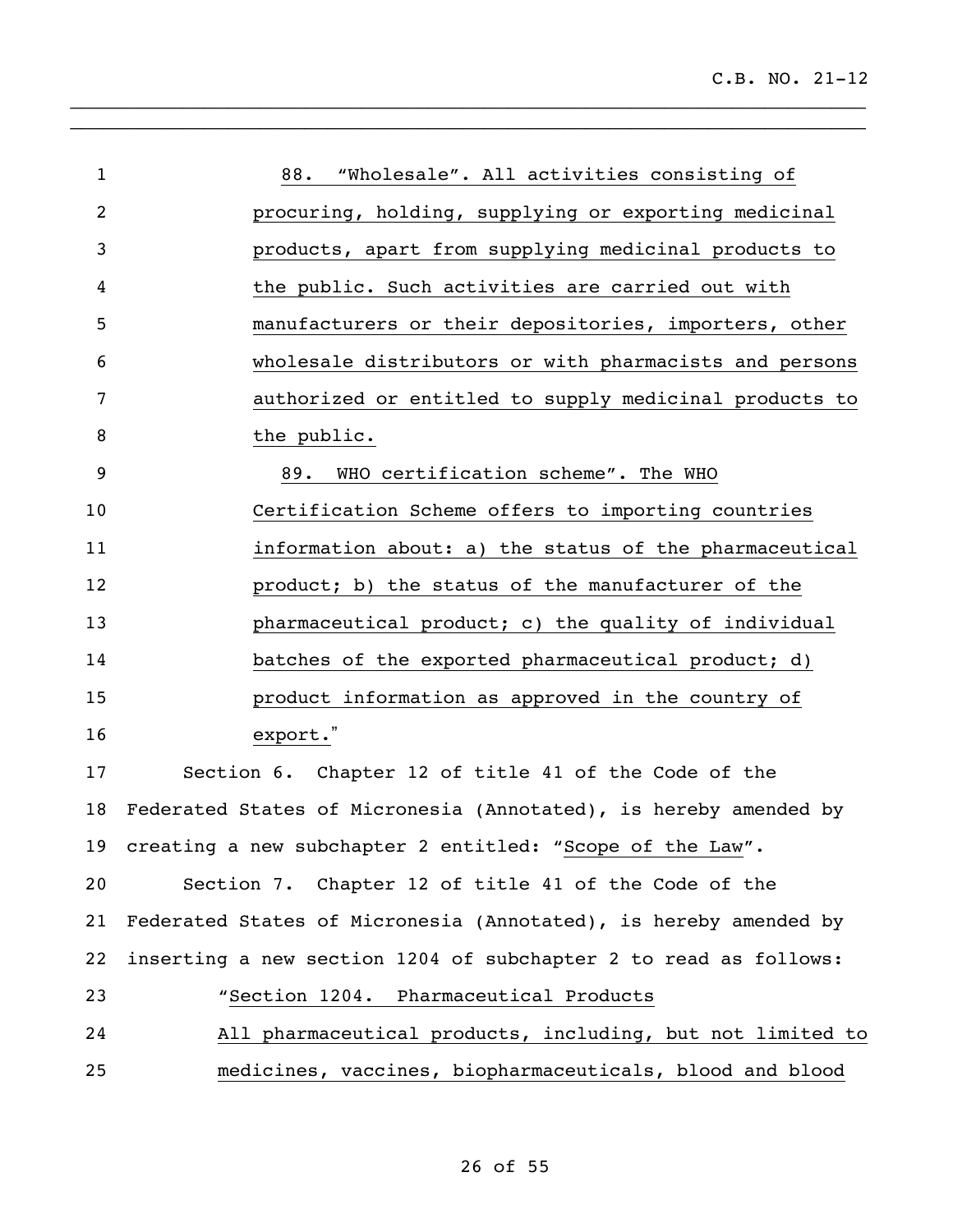88. "Wholesale". All activities consisting of procuring, holding, supplying or exporting medicinal products, apart from supplying medicinal products to the public. Such activities are carried out with manufacturers or their depositories, importers, other wholesale distributors or with pharmacists and persons authorized or entitled to supply medicinal products to the public.

89. WHO certification scheme". The WHO Certification Scheme offers to importing countries information about: a) the status of the pharmaceutical product; b) the status of the manufacturer of the pharmaceutical product; c) the quality of individual batches of the exported pharmaceutical product; d) product information as approved in the country of export."

Section 6. Chapter 12 of title 41 of the Code of the Federated States of Micronesia (Annotated), is hereby amended by creating a new subchapter 2 entitled: "Scope of the Law".

Section 7. Chapter 12 of title 41 of the Code of the Federated States of Micronesia (Annotated), is hereby amended by inserting a new section 1204 of subchapter 2 to read as follows:

"Section 1204. Pharmaceutical Products

All pharmaceutical products, including, but not limited to medicines, vaccines, biopharmaceuticals, blood and blood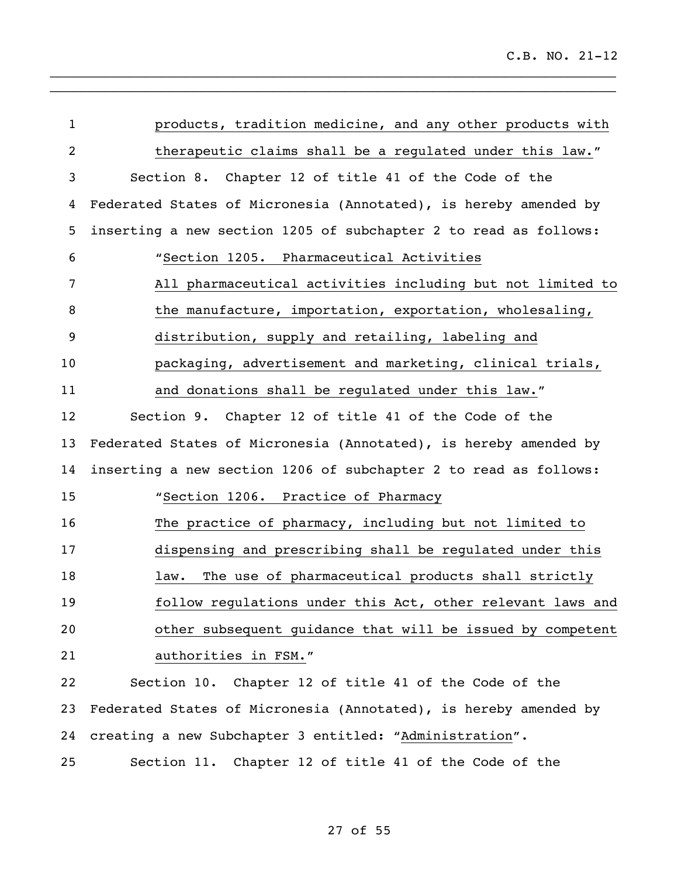products, tradition medicine, and any other products with therapeutic claims shall be a regulated under this law."

Section 8. Chapter 12 of title 41 of the Code of the Federated States of Micronesia (Annotated), is hereby amended by inserting a new section 1205 of subchapter 2 to read as follows:

"Section 1205. Pharmaceutical Activities

All pharmaceutical activities including but not limited to the manufacture, importation, exportation, wholesaling, distribution, supply and retailing, labeling and packaging, advertisement and marketing, clinical trials, and donations shall be regulated under this law."

Section 9. Chapter 12 of title 41 of the Code of the Federated States of Micronesia (Annotated), is hereby amended by inserting a new section 1206 of subchapter 2 to read as follows:

"Section 1206. Practice of Pharmacy

The practice of pharmacy, including but not limited to dispensing and prescribing shall be regulated under this law. The use of pharmaceutical products shall strictly follow regulations under this Act, other relevant laws and other subsequent guidance that will be issued by competent authorities in FSM."

Section 10. Chapter 12 of title 41 of the Code of the Federated States of Micronesia (Annotated), is hereby amended by creating a new Subchapter 3 entitled: "Administration".

Section 11. Chapter 12 of title 41 of the Code of the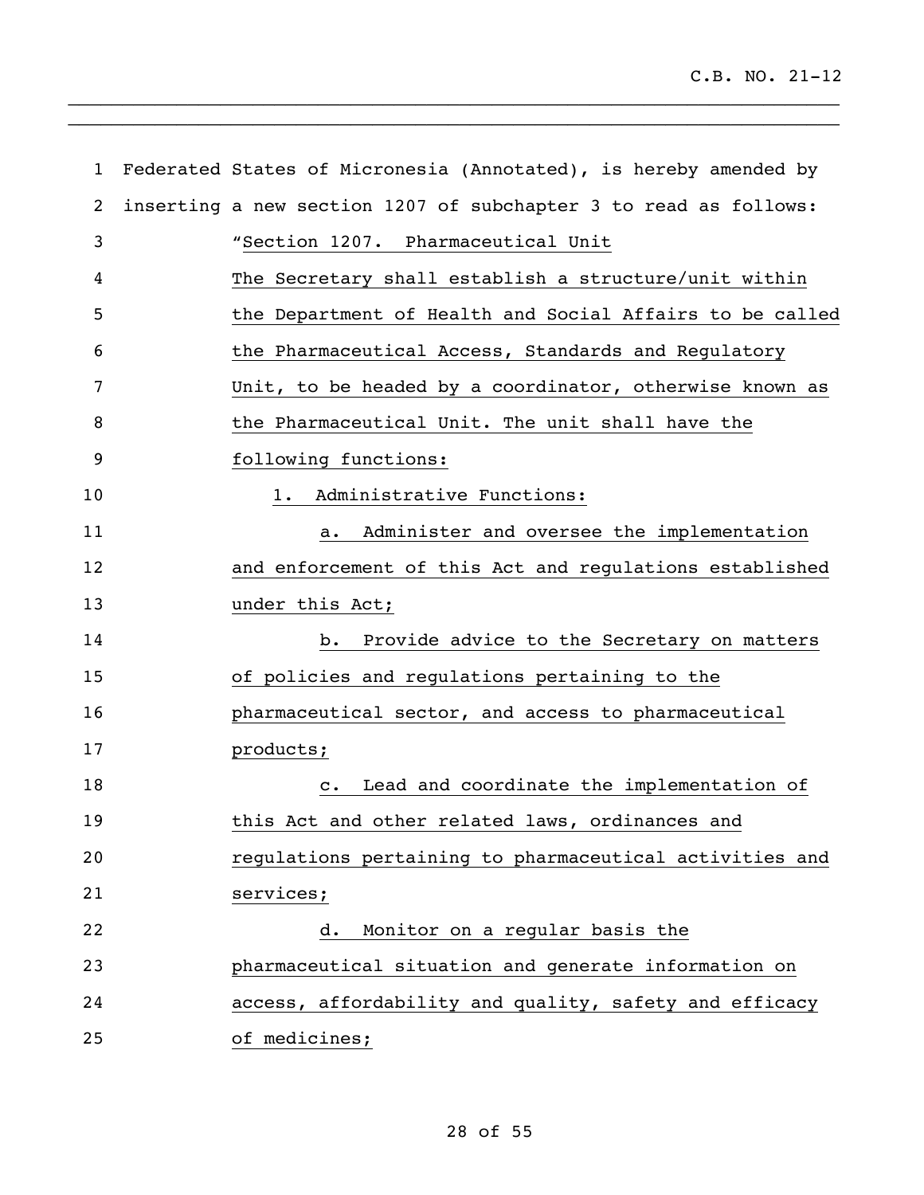Federated States of Micronesia (Annotated), is hereby amended by inserting a new section 1207 of subchapter 3 to read as follows:

"Section 1207. Pharmaceutical Unit

The Secretary shall establish a structure/unit within the Department of Health and Social Affairs to be called the Pharmaceutical Access, Standards and Regulatory Unit, to be headed by a coordinator, otherwise known as the Pharmaceutical Unit. The unit shall have the following functions:

1. Administrative Functions:

a. Administer and oversee the implementation and enforcement of this Act and regulations established under this Act;

b. Provide advice to the Secretary on matters of policies and regulations pertaining to the pharmaceutical sector, and access to pharmaceutical products;

c. Lead and coordinate the implementation of this Act and other related laws, ordinances and regulations pertaining to pharmaceutical activities and services;

d. Monitor on a regular basis the pharmaceutical situation and generate information on access, affordability and quality, safety and efficacy of medicines;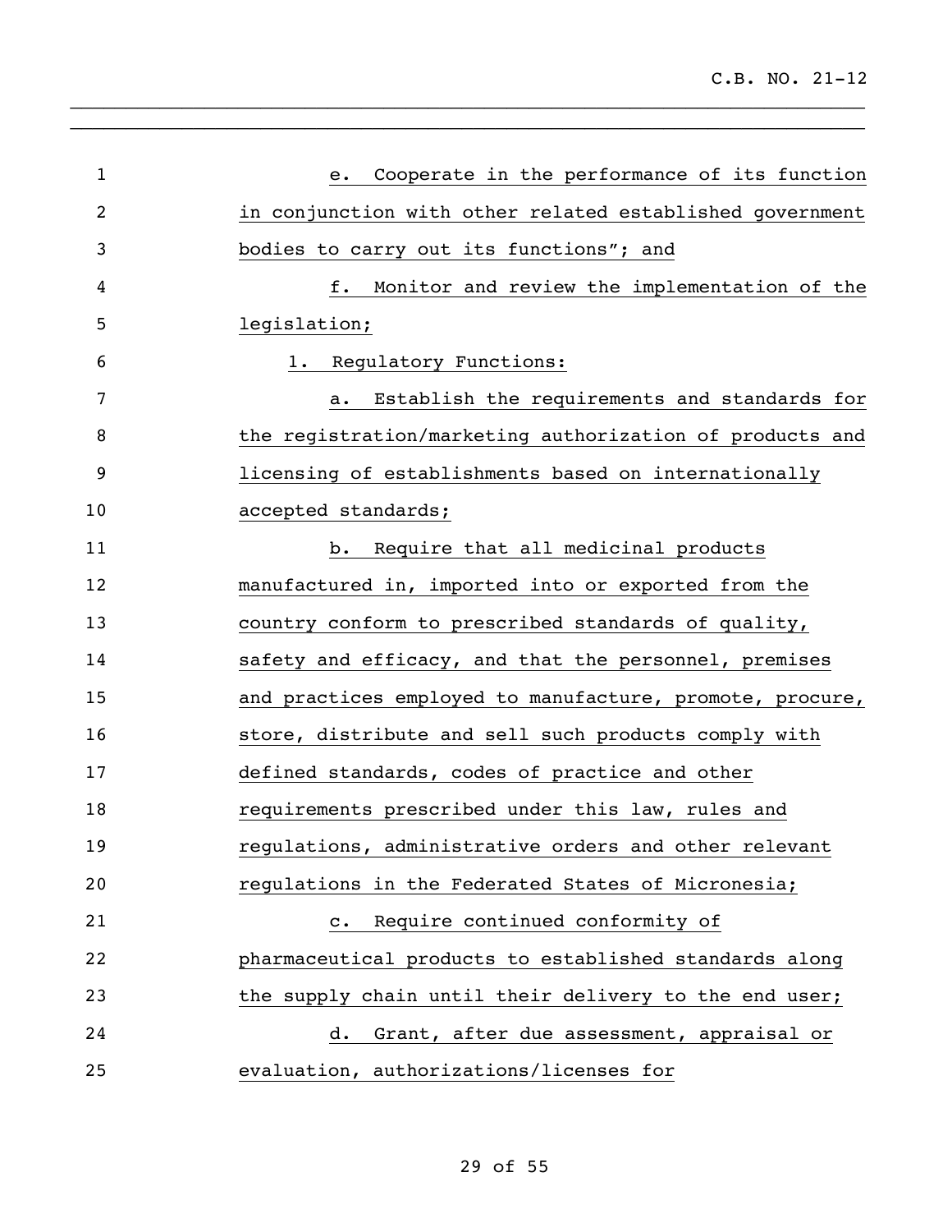e. Cooperate in the performance of its function in conjunction with other related established government bodies to carry out its functions"; and

f. Monitor and review the implementation of the legislation;

1. Regulatory Functions:

a. Establish the requirements and standards for the registration/marketing authorization of products and licensing of establishments based on internationally accepted standards;

b. Require that all medicinal products manufactured in, imported into or exported from the country conform to prescribed standards of quality, safety and efficacy, and that the personnel, premises and practices employed to manufacture, promote, procure, store, distribute and sell such products comply with defined standards, codes of practice and other requirements prescribed under this law, rules and regulations, administrative orders and other relevant regulations in the Federated States of Micronesia;

c. Require continued conformity of pharmaceutical products to established standards along the supply chain until their delivery to the end user;

d. Grant, after due assessment, appraisal or evaluation, authorizations/licenses for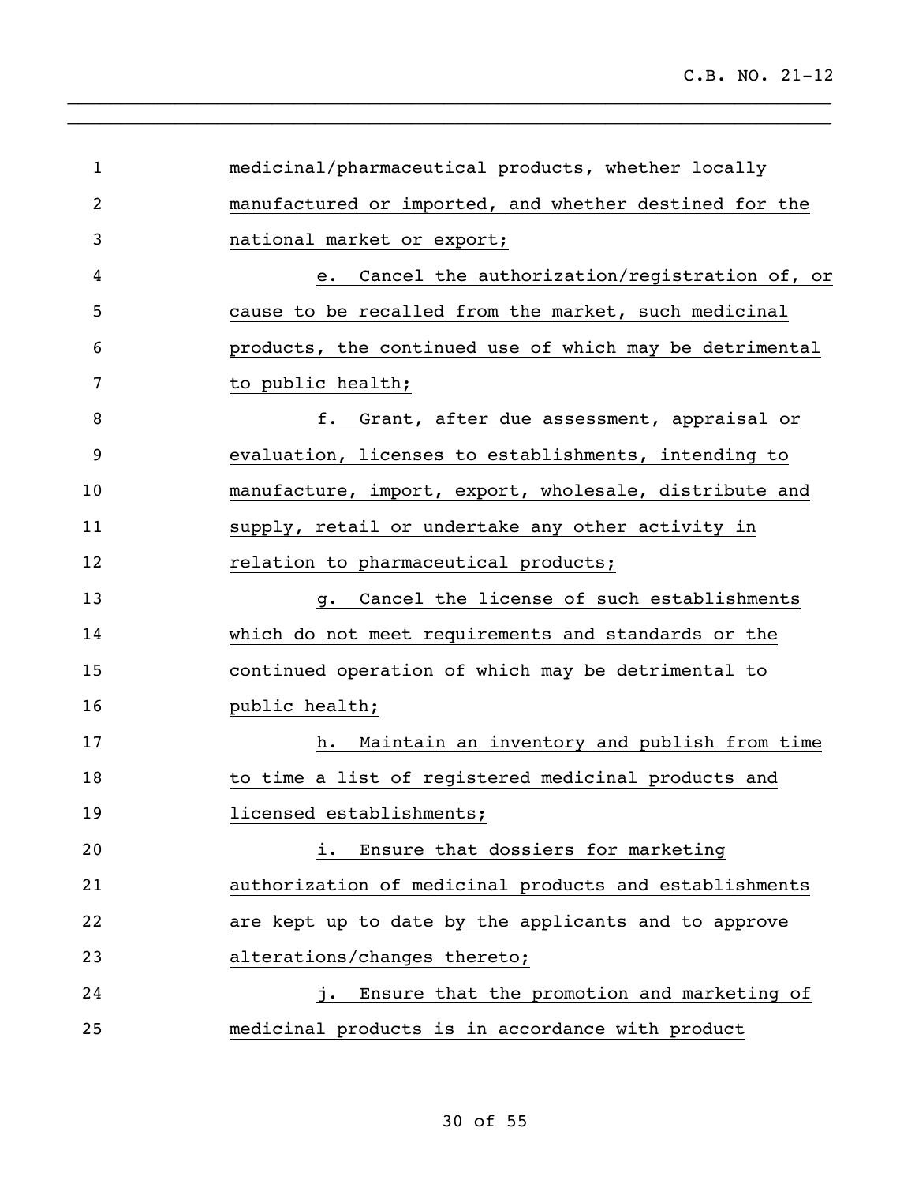medicinal/pharmaceutical products, whether locally manufactured or imported, and whether destined for the national market or export;

e. Cancel the authorization/registration of, or cause to be recalled from the market, such medicinal products, the continued use of which may be detrimental to public health;

f. Grant, after due assessment, appraisal or evaluation, licenses to establishments, intending to manufacture, import, export, wholesale, distribute and supply, retail or undertake any other activity in relation to pharmaceutical products;

g. Cancel the license of such establishments which do not meet requirements and standards or the continued operation of which may be detrimental to public health;

h. Maintain an inventory and publish from time to time a list of registered medicinal products and licensed establishments;

i. Ensure that dossiers for marketing authorization of medicinal products and establishments are kept up to date by the applicants and to approve alterations/changes thereto;

j. Ensure that the promotion and marketing of medicinal products is in accordance with product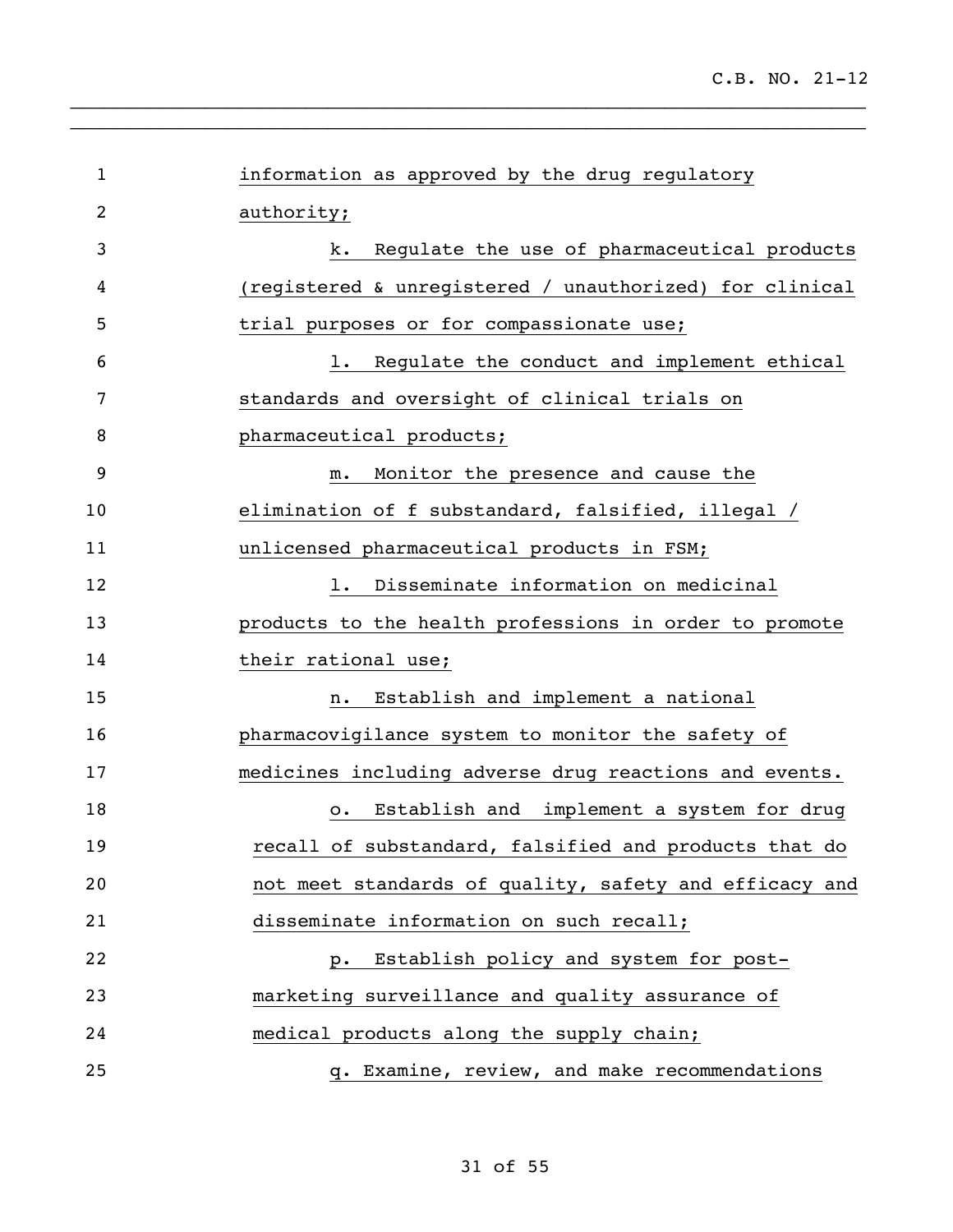information as approved by the drug regulatory authority;

k. Regulate the use of pharmaceutical products (registered & unregistered / unauthorized) for clinical trial purposes or for compassionate use;

l. Regulate the conduct and implement ethical standards and oversight of clinical trials on pharmaceutical products;

m. Monitor the presence and cause the elimination of f substandard, falsified, illegal / unlicensed pharmaceutical products in FSM;

l. Disseminate information on medicinal products to the health professions in order to promote their rational use;

n. Establish and implement a national pharmacovigilance system to monitor the safety of medicines including adverse drug reactions and events.

o. Establish and implement a system for drug recall of substandard, falsified and products that do not meet standards of quality, safety and efficacy and disseminate information on such recall;

p. Establish policy and system for post-marketing surveillance and quality assurance of medical products along the supply chain;

q. Examine, review, and make recommendations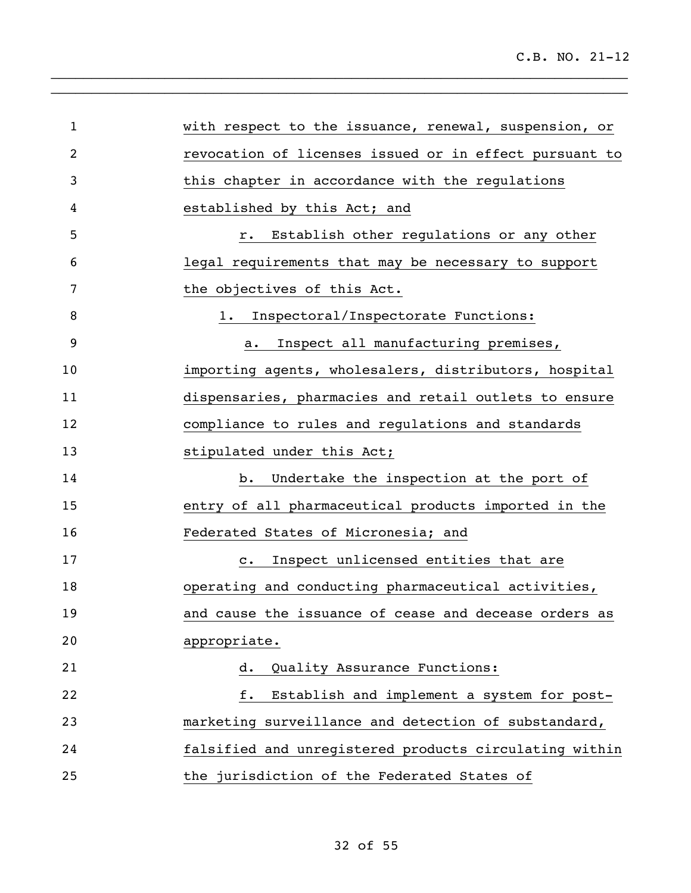with respect to the issuance, renewal, suspension, or revocation of licenses issued or in effect pursuant to this chapter in accordance with the regulations established by this Act; and

r. Establish other regulations or any other legal requirements that may be necessary to support the objectives of this Act.

1. Inspectoral/Inspectorate Functions:

a. Inspect all manufacturing premises, importing agents, wholesalers, distributors, hospital dispensaries, pharmacies and retail outlets to ensure compliance to rules and regulations and standards stipulated under this Act;

b. Undertake the inspection at the port of entry of all pharmaceutical products imported in the Federated States of Micronesia; and

c. Inspect unlicensed entities that are operating and conducting pharmaceutical activities, and cause the issuance of cease and decease orders as appropriate.

d. Quality Assurance Functions:

f. Establish and implement a system for post-marketing surveillance and detection of substandard, falsified and unregistered products circulating within the jurisdiction of the Federated States of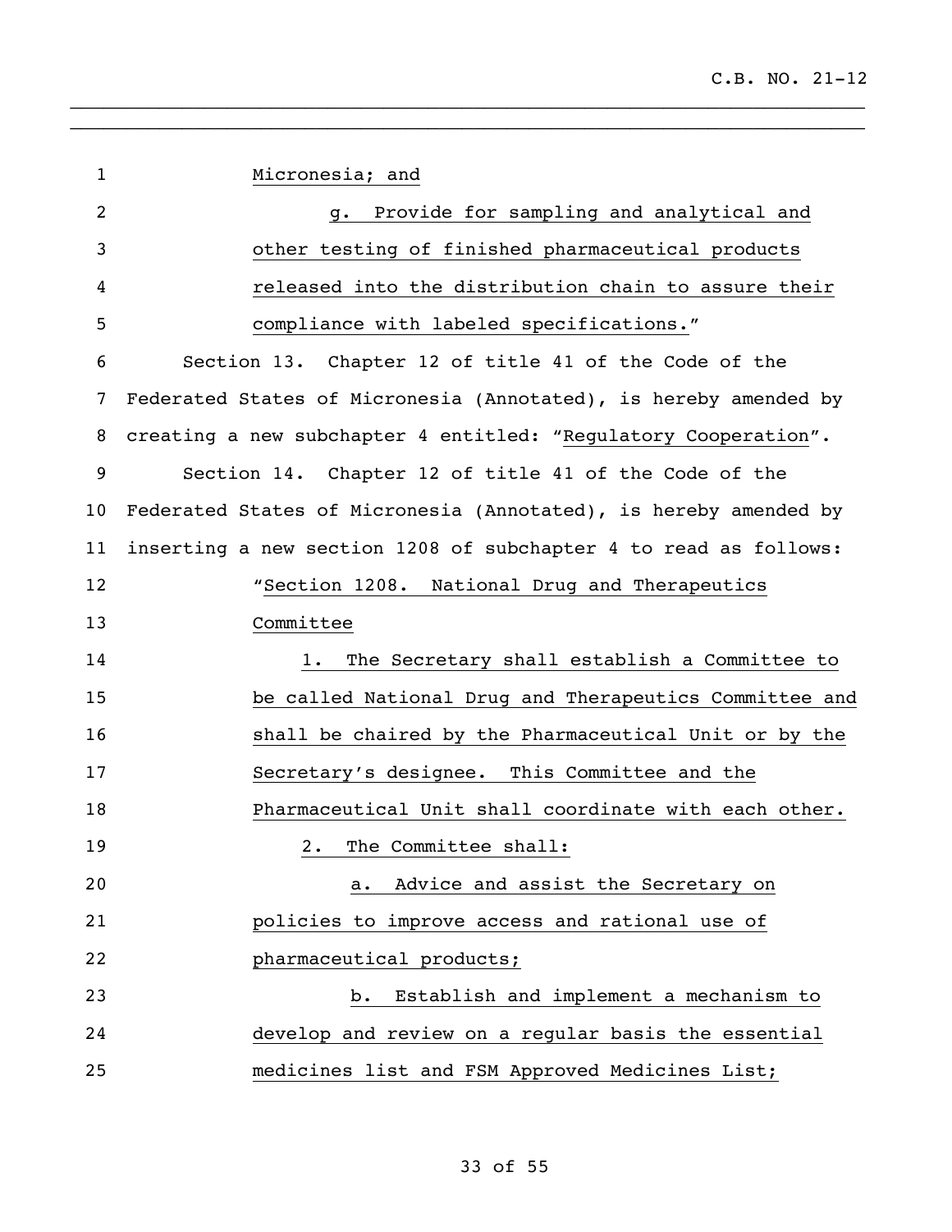Micronesia; and

g. Provide for sampling and analytical and other testing of finished pharmaceutical products released into the distribution chain to assure their compliance with labeled specifications."

Section 13. Chapter 12 of title 41 of the Code of the Federated States of Micronesia (Annotated), is hereby amended by creating a new subchapter 4 entitled: "Regulatory Cooperation".

Section 14. Chapter 12 of title 41 of the Code of the Federated States of Micronesia (Annotated), is hereby amended by inserting a new section 1208 of subchapter 4 to read as follows:

"Section 1208. National Drug and Therapeutics Committee

1. The Secretary shall establish a Committee to be called National Drug and Therapeutics Committee and shall be chaired by the Pharmaceutical Unit or by the Secretary's designee. This Committee and the Pharmaceutical Unit shall coordinate with each other.

2. The Committee shall:

a. Advice and assist the Secretary on policies to improve access and rational use of pharmaceutical products;

b. Establish and implement a mechanism to develop and review on a regular basis the essential medicines list and FSM Approved Medicines List;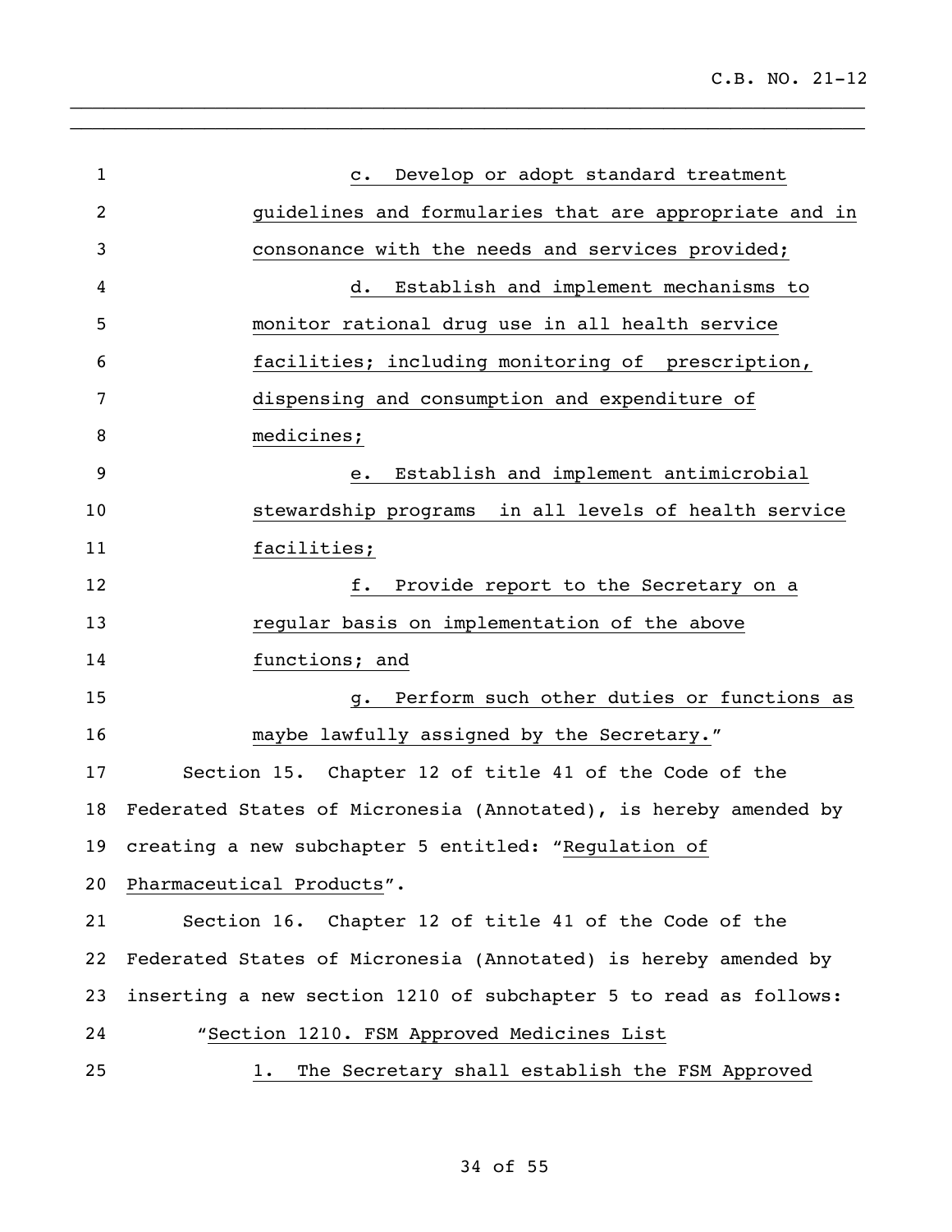c. Develop or adopt standard treatment guidelines and formularies that are appropriate and in consonance with the needs and services provided;

d. Establish and implement mechanisms to monitor rational drug use in all health service facilities; including monitoring of prescription, dispensing and consumption and expenditure of medicines;

e. Establish and implement antimicrobial stewardship programs in all levels of health service facilities;

f. Provide report to the Secretary on a regular basis on implementation of the above functions; and

g. Perform such other duties or functions as maybe lawfully assigned by the Secretary."

Section 15. Chapter 12 of title 41 of the Code of the Federated States of Micronesia (Annotated), is hereby amended by creating a new subchapter 5 entitled: "Regulation of Pharmaceutical Products".

Section 16. Chapter 12 of title 41 of the Code of the Federated States of Micronesia (Annotated) is hereby amended by inserting a new section 1210 of subchapter 5 to read as follows:

"Section 1210. FSM Approved Medicines List

1. The Secretary shall establish the FSM Approved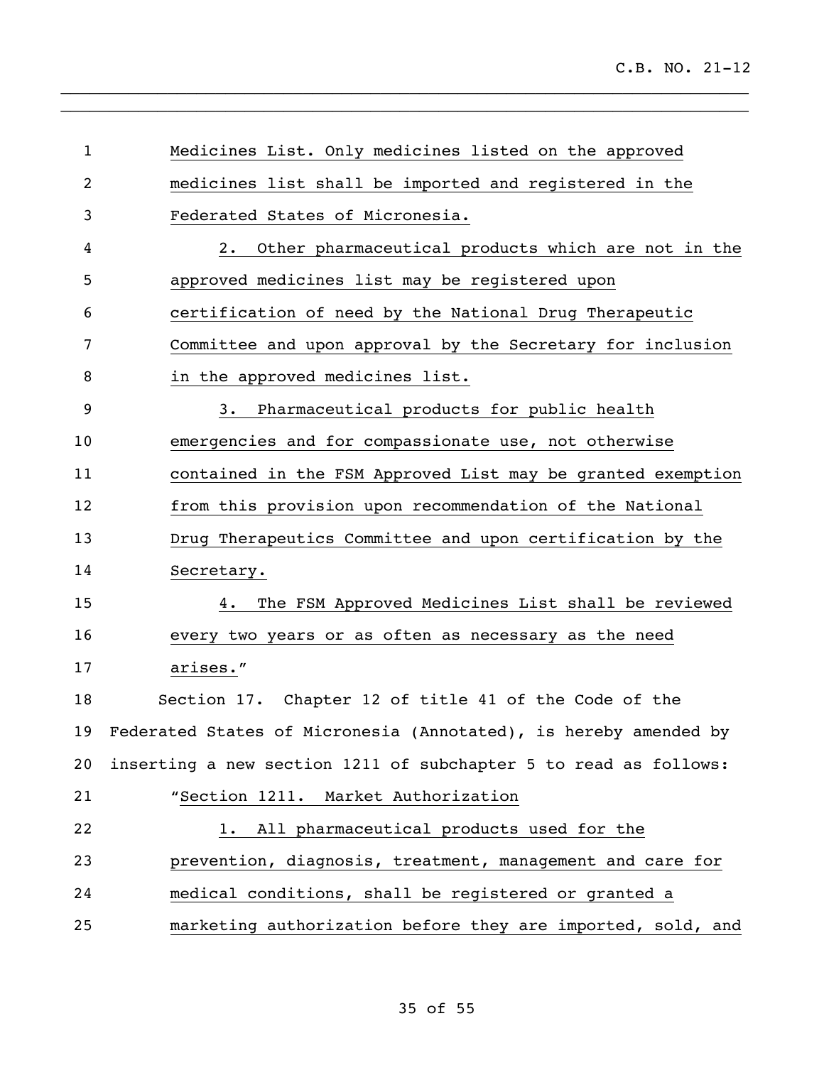Medicines List. Only medicines listed on the approved medicines list shall be imported and registered in the Federated States of Micronesia.

2. Other pharmaceutical products which are not in the approved medicines list may be registered upon certification of need by the National Drug Therapeutic Committee and upon approval by the Secretary for inclusion in the approved medicines list.

3. Pharmaceutical products for public health emergencies and for compassionate use, not otherwise contained in the FSM Approved List may be granted exemption from this provision upon recommendation of the National Drug Therapeutics Committee and upon certification by the Secretary.

4. The FSM Approved Medicines List shall be reviewed every two years or as often as necessary as the need arises."

Section 17. Chapter 12 of title 41 of the Code of the Federated States of Micronesia (Annotated), is hereby amended by inserting a new section 1211 of subchapter 5 to read as follows:

"Section 1211. Market Authorization

1. All pharmaceutical products used for the prevention, diagnosis, treatment, management and care for medical conditions, shall be registered or granted a marketing authorization before they are imported, sold, and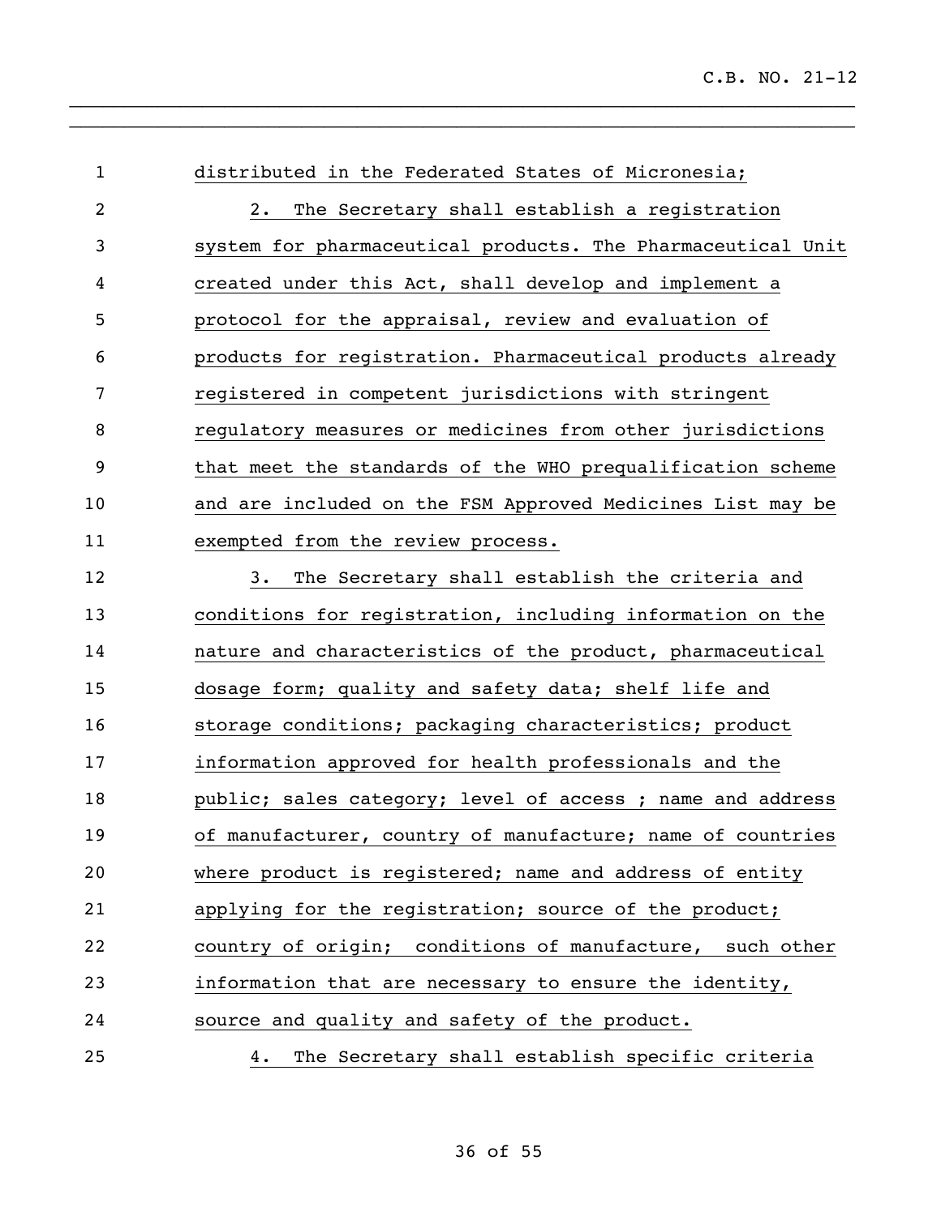distributed in the Federated States of Micronesia;

2. The Secretary shall establish a registration system for pharmaceutical products. The Pharmaceutical Unit created under this Act, shall develop and implement a protocol for the appraisal, review and evaluation of products for registration. Pharmaceutical products already registered in competent jurisdictions with stringent regulatory measures or medicines from other jurisdictions that meet the standards of the WHO prequalification scheme and are included on the FSM Approved Medicines List may be exempted from the review process.

3. The Secretary shall establish the criteria and conditions for registration, including information on the nature and characteristics of the product, pharmaceutical dosage form; quality and safety data; shelf life and storage conditions; packaging characteristics; product information approved for health professionals and the public; sales category; level of access ; name and address of manufacturer, country of manufacture; name of countries where product is registered; name and address of entity applying for the registration; source of the product; country of origin; conditions of manufacture, such other information that are necessary to ensure the identity, source and quality and safety of the product.

4. The Secretary shall establish specific criteria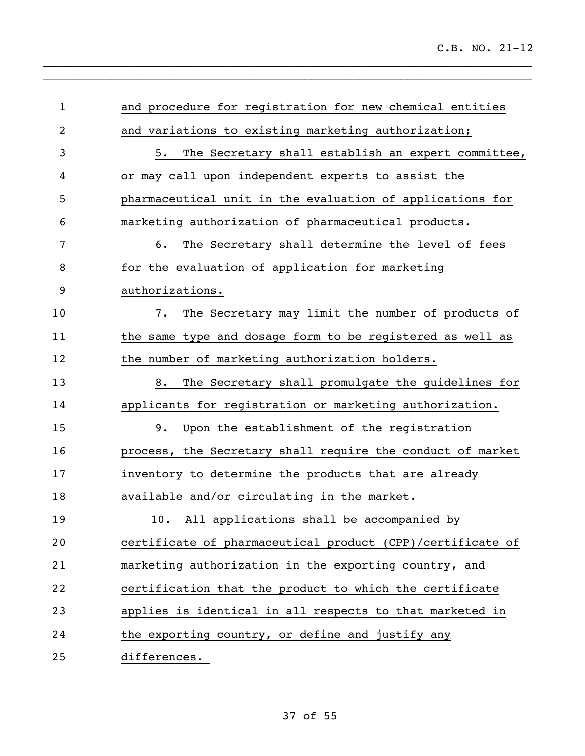and procedure for registration for new chemical entities and variations to existing marketing authorization;

5. The Secretary shall establish an expert committee, or may call upon independent experts to assist the pharmaceutical unit in the evaluation of applications for marketing authorization of pharmaceutical products.

6. The Secretary shall determine the level of fees for the evaluation of application for marketing authorizations.

7. The Secretary may limit the number of products of the same type and dosage form to be registered as well as the number of marketing authorization holders.

8. The Secretary shall promulgate the guidelines for applicants for registration or marketing authorization.

9. Upon the establishment of the registration process, the Secretary shall require the conduct of market inventory to determine the products that are already available and/or circulating in the market.

10. All applications shall be accompanied by certificate of pharmaceutical product (CPP)/certificate of marketing authorization in the exporting country, and certification that the product to which the certificate applies is identical in all respects to that marketed in the exporting country, or define and justify any differences.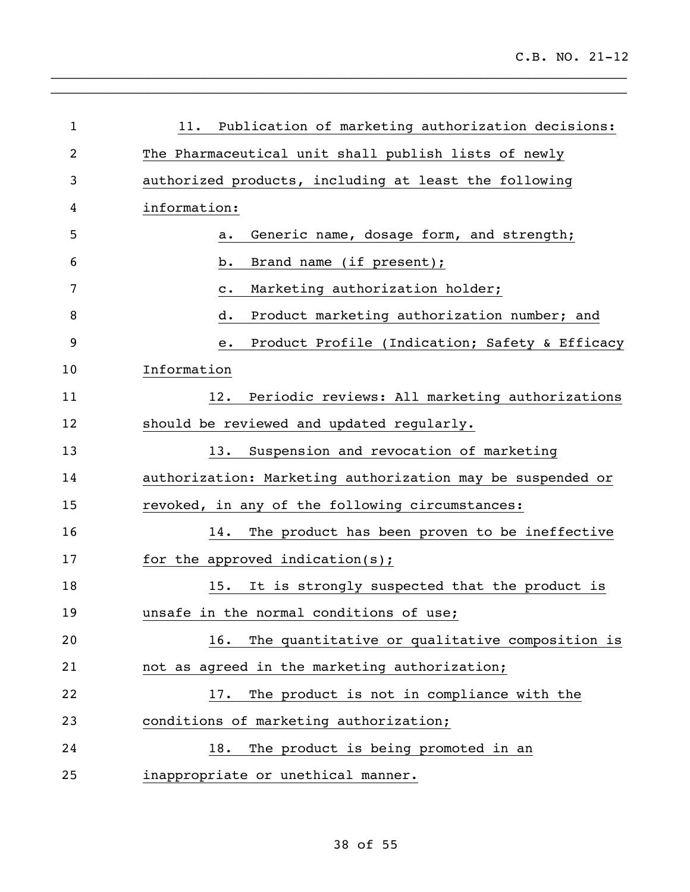11. Publication of marketing authorization decisions: The Pharmaceutical unit shall publish lists of newly authorized products, including at least the following information:

a. Generic name, dosage form, and strength;

b. Brand name (if present);

c. Marketing authorization holder;

d. Product marketing authorization number; and

e. Product Profile (Indication; Safety & Efficacy Information

12. Periodic reviews: All marketing authorizations should be reviewed and updated regularly.

13. Suspension and revocation of marketing authorization: Marketing authorization may be suspended or revoked, in any of the following circumstances:

14. The product has been proven to be ineffective for the approved indication(s);

15. It is strongly suspected that the product is unsafe in the normal conditions of use;

16. The quantitative or qualitative composition is not as agreed in the marketing authorization;

17. The product is not in compliance with the conditions of marketing authorization;

18. The product is being promoted in an inappropriate or unethical manner.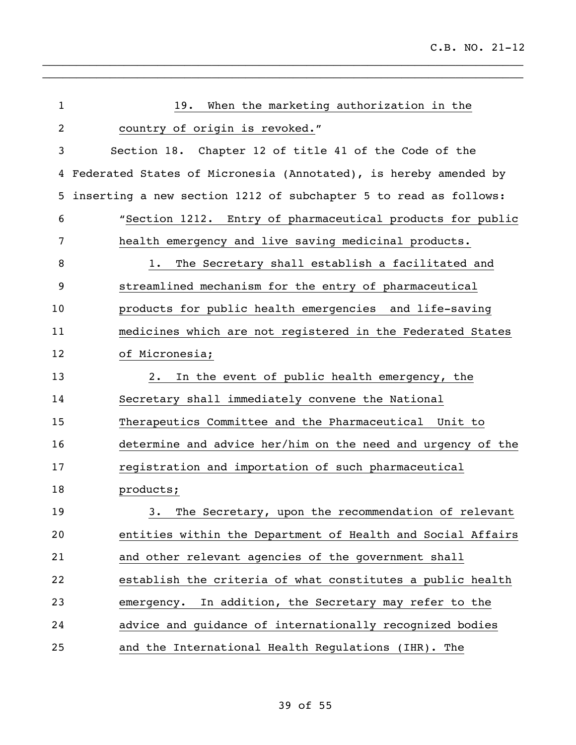19. When the marketing authorization in the country of origin is revoked."

Section 18. Chapter 12 of title 41 of the Code of the Federated States of Micronesia (Annotated), is hereby amended by inserting a new section 1212 of subchapter 5 to read as follows:

"Section 1212. Entry of pharmaceutical products for public health emergency and live saving medicinal products.

1. The Secretary shall establish a facilitated and streamlined mechanism for the entry of pharmaceutical products for public health emergencies and life-saving medicines which are not registered in the Federated States of Micronesia;

2. In the event of public health emergency, the Secretary shall immediately convene the National Therapeutics Committee and the Pharmaceutical Unit to determine and advice her/him on the need and urgency of the registration and importation of such pharmaceutical products;

3. The Secretary, upon the recommendation of relevant entities within the Department of Health and Social Affairs and other relevant agencies of the government shall establish the criteria of what constitutes a public health emergency. In addition, the Secretary may refer to the advice and guidance of internationally recognized bodies and the International Health Regulations (IHR). The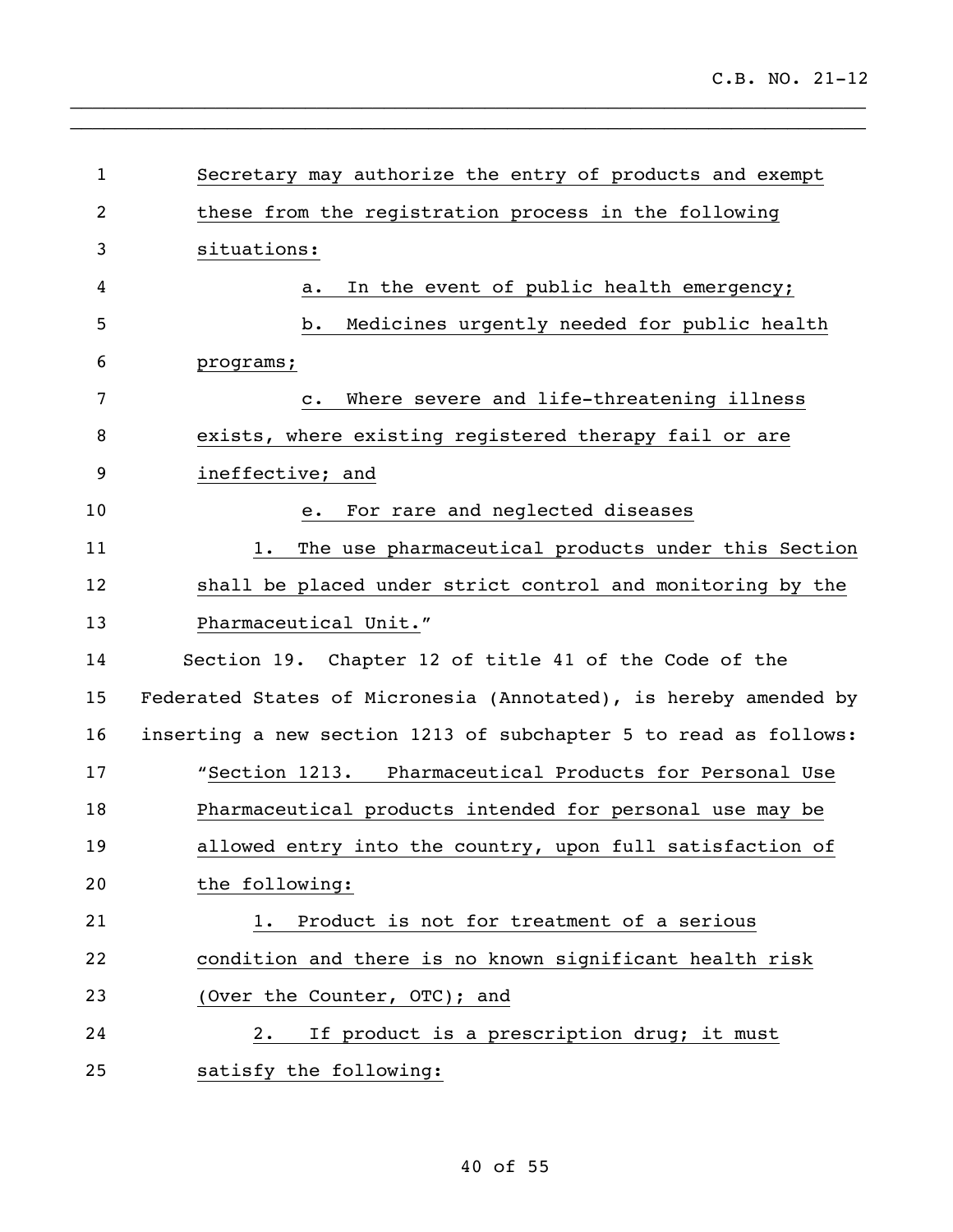Secretary may authorize the entry of products and exempt these from the registration process in the following situations:

a. In the event of public health emergency;

b. Medicines urgently needed for public health programs;

c. Where severe and life-threatening illness exists, where existing registered therapy fail or are ineffective; and

e. For rare and neglected diseases

1. The use pharmaceutical products under this Section shall be placed under strict control and monitoring by the Pharmaceutical Unit."

Section 19. Chapter 12 of title 41 of the Code of the Federated States of Micronesia (Annotated), is hereby amended by inserting a new section 1213 of subchapter 5 to read as follows:

"Section 1213. Pharmaceutical Products for Personal Use

Pharmaceutical products intended for personal use may be allowed entry into the country, upon full satisfaction of the following:

1. Product is not for treatment of a serious condition and there is no known significant health risk (Over the Counter, OTC); and

2. If product is a prescription drug; it must satisfy the following: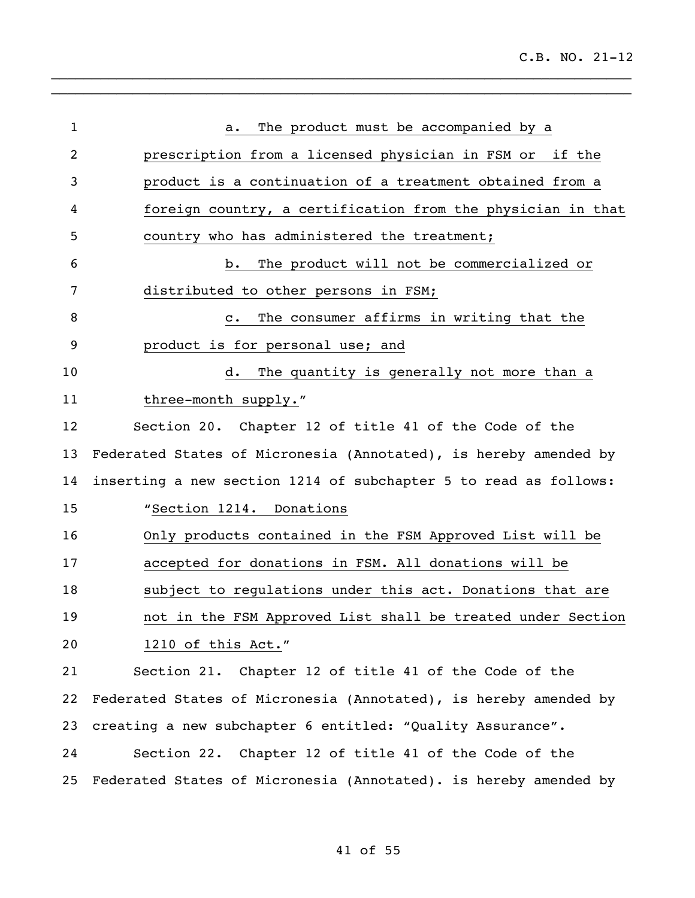a. The product must be accompanied by a prescription from a licensed physician in FSM or if the product is a continuation of a treatment obtained from a foreign country, a certification from the physician in that country who has administered the treatment;

b. The product will not be commercialized or distributed to other persons in FSM;

c. The consumer affirms in writing that the product is for personal use; and

d. The quantity is generally not more than a three-month supply."

Section 20. Chapter 12 of title 41 of the Code of the Federated States of Micronesia (Annotated), is hereby amended by inserting a new section 1214 of subchapter 5 to read as follows:

"Section 1214. Donations

Only products contained in the FSM Approved List will be accepted for donations in FSM. All donations will be subject to regulations under this act. Donations that are not in the FSM Approved List shall be treated under Section 1210 of this Act."

Section 21. Chapter 12 of title 41 of the Code of the Federated States of Micronesia (Annotated), is hereby amended by creating a new subchapter 6 entitled: "Quality Assurance".

Section 22. Chapter 12 of title 41 of the Code of the Federated States of Micronesia (Annotated). is hereby amended by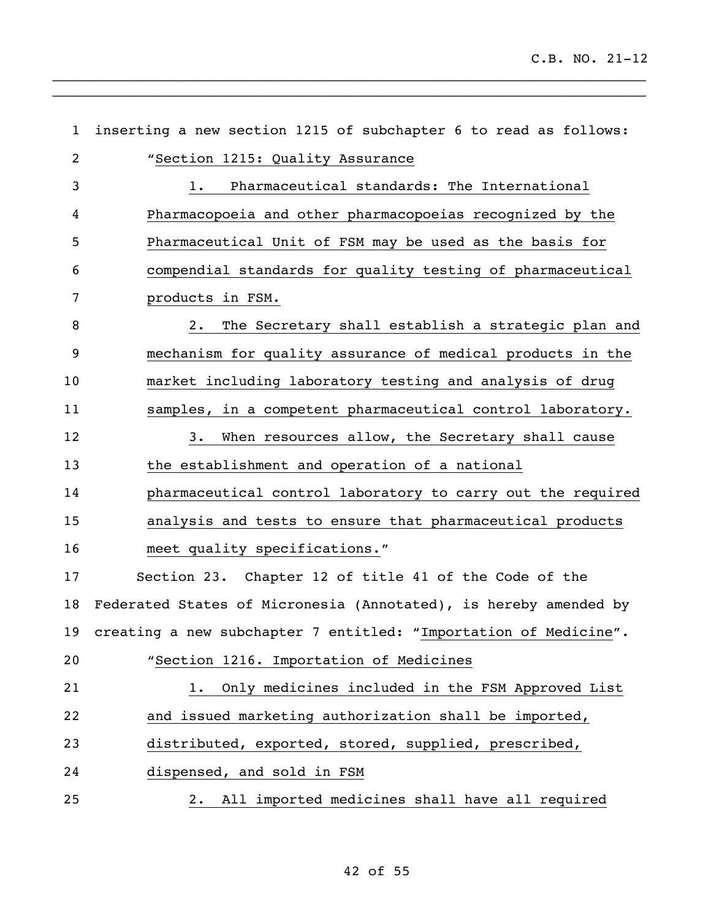inserting a new section 1215 of subchapter 6 to read as follows:

"Section 1215: Quality Assurance

1. Pharmaceutical standards: The International Pharmacopoeia and other pharmacopoeias recognized by the Pharmaceutical Unit of FSM may be used as the basis for compendial standards for quality testing of pharmaceutical products in FSM.

2. The Secretary shall establish a strategic plan and mechanism for quality assurance of medical products in the market including laboratory testing and analysis of drug samples, in a competent pharmaceutical control laboratory.

3. When resources allow, the Secretary shall cause the establishment and operation of a national pharmaceutical control laboratory to carry out the required analysis and tests to ensure that pharmaceutical products meet quality specifications."

Section 23. Chapter 12 of title 41 of the Code of the Federated States of Micronesia (Annotated), is hereby amended by creating a new subchapter 7 entitled: "Importation of Medicine".

"Section 1216. Importation of Medicines

1. Only medicines included in the FSM Approved List and issued marketing authorization shall be imported, distributed, exported, stored, supplied, prescribed, dispensed, and sold in FSM

2. All imported medicines shall have all required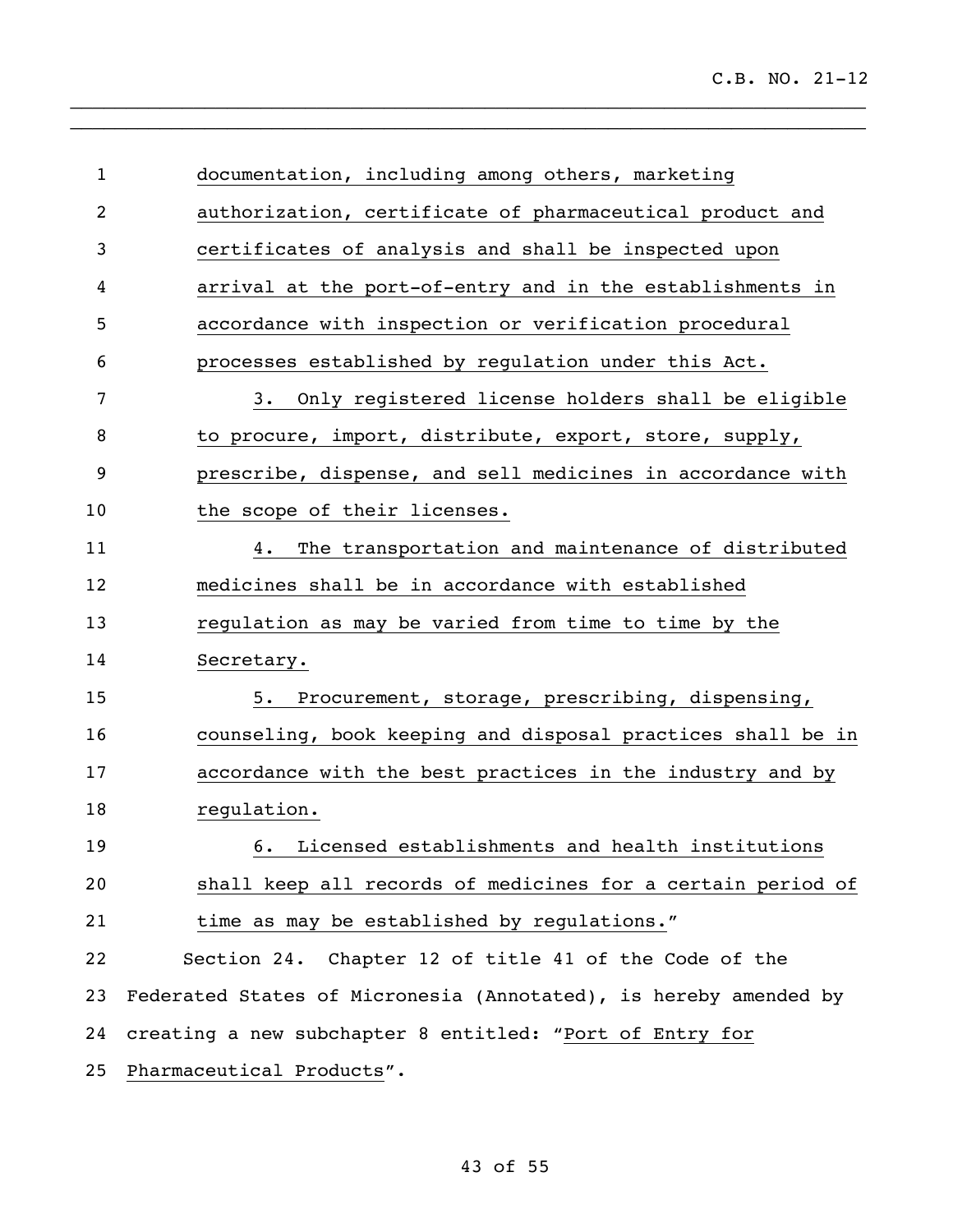documentation, including among others, marketing authorization, certificate of pharmaceutical product and certificates of analysis and shall be inspected upon arrival at the port-of-entry and in the establishments in accordance with inspection or verification procedural processes established by regulation under this Act.

3. Only registered license holders shall be eligible to procure, import, distribute, export, store, supply, prescribe, dispense, and sell medicines in accordance with the scope of their licenses.

4. The transportation and maintenance of distributed medicines shall be in accordance with established regulation as may be varied from time to time by the Secretary.

5. Procurement, storage, prescribing, dispensing, counseling, book keeping and disposal practices shall be in accordance with the best practices in the industry and by regulation.

6. Licensed establishments and health institutions shall keep all records of medicines for a certain period of time as may be established by regulations."

Section 24. Chapter 12 of title 41 of the Code of the Federated States of Micronesia (Annotated), is hereby amended by creating a new subchapter 8 entitled: "Port of Entry for Pharmaceutical Products".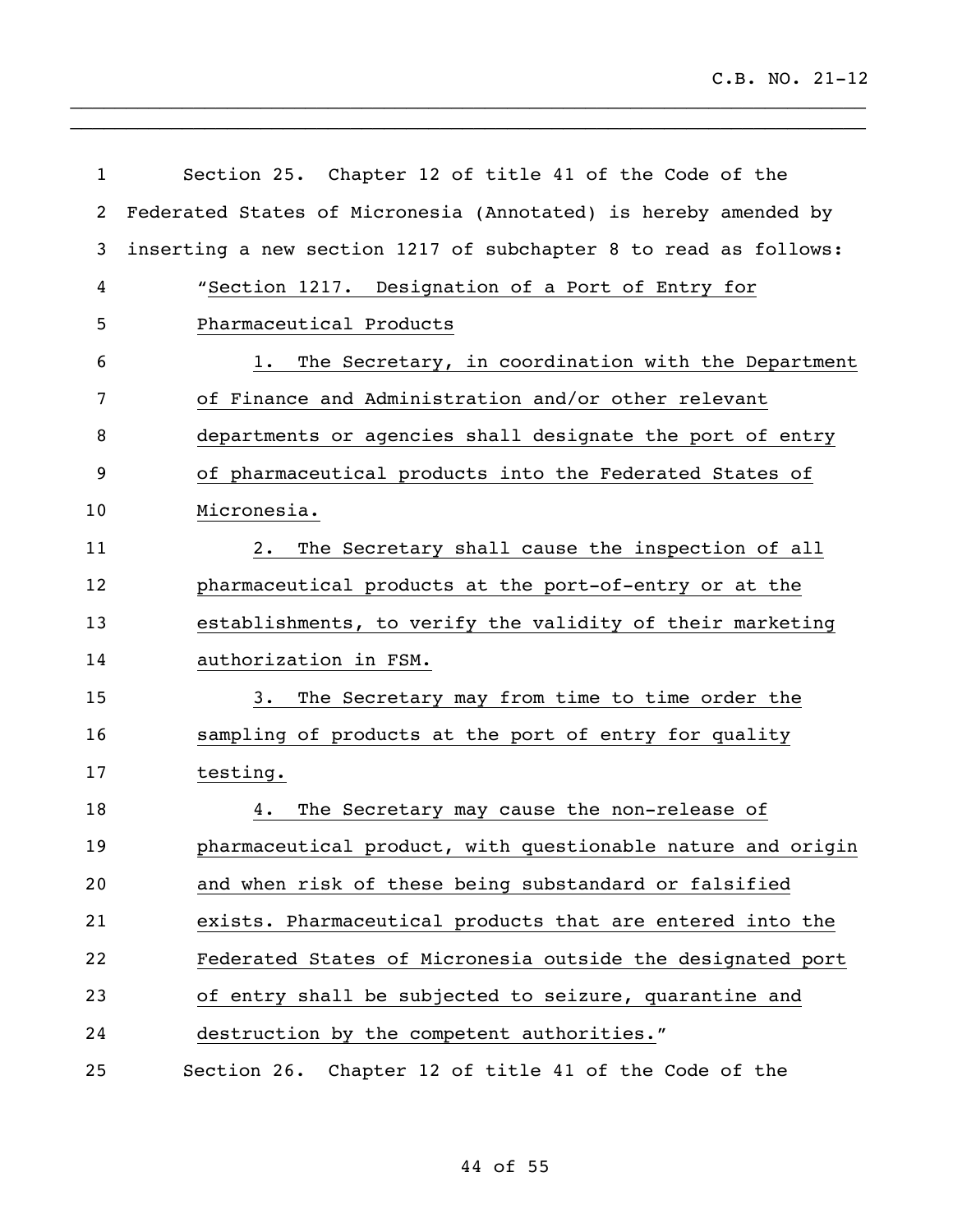Section 25. Chapter 12 of title 41 of the Code of the Federated States of Micronesia (Annotated) is hereby amended by inserting a new section 1217 of subchapter 8 to read as follows:

"Section 1217. Designation of a Port of Entry for Pharmaceutical Products

1. The Secretary, in coordination with the Department of Finance and Administration and/or other relevant departments or agencies shall designate the port of entry of pharmaceutical products into the Federated States of Micronesia.

2. The Secretary shall cause the inspection of all pharmaceutical products at the port-of-entry or at the establishments, to verify the validity of their marketing authorization in FSM.

3. The Secretary may from time to time order the sampling of products at the port of entry for quality testing.

4. The Secretary may cause the non-release of pharmaceutical product, with questionable nature and origin and when risk of these being substandard or falsified exists. Pharmaceutical products that are entered into the Federated States of Micronesia outside the designated port of entry shall be subjected to seizure, quarantine and destruction by the competent authorities."

Section 26. Chapter 12 of title 41 of the Code of the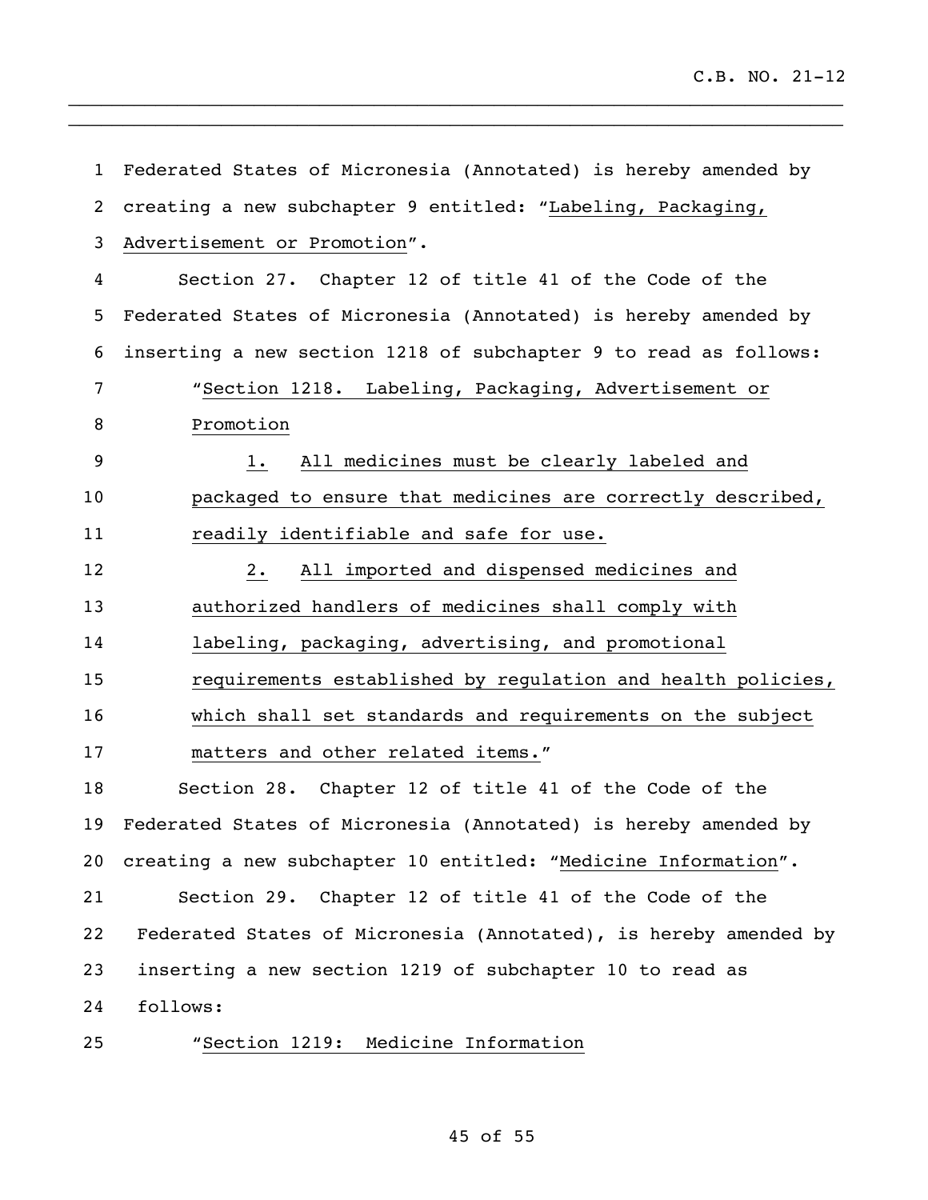Federated States of Micronesia (Annotated) is hereby amended by creating a new subchapter 9 entitled: "Labeling, Packaging, Advertisement or Promotion".

Section 27. Chapter 12 of title 41 of the Code of the Federated States of Micronesia (Annotated) is hereby amended by inserting a new section 1218 of subchapter 9 to read as follows:

"Section 1218. Labeling, Packaging, Advertisement or Promotion

1. All medicines must be clearly labeled and packaged to ensure that medicines are correctly described, readily identifiable and safe for use.

2. All imported and dispensed medicines and authorized handlers of medicines shall comply with labeling, packaging, advertising, and promotional requirements established by regulation and health policies, which shall set standards and requirements on the subject matters and other related items."

Section 28. Chapter 12 of title 41 of the Code of the Federated States of Micronesia (Annotated) is hereby amended by creating a new subchapter 10 entitled: "Medicine Information".

Section 29. Chapter 12 of title 41 of the Code of the Federated States of Micronesia (Annotated), is hereby amended by inserting a new section 1219 of subchapter 10 to read as follows:

"Section 1219: Medicine Information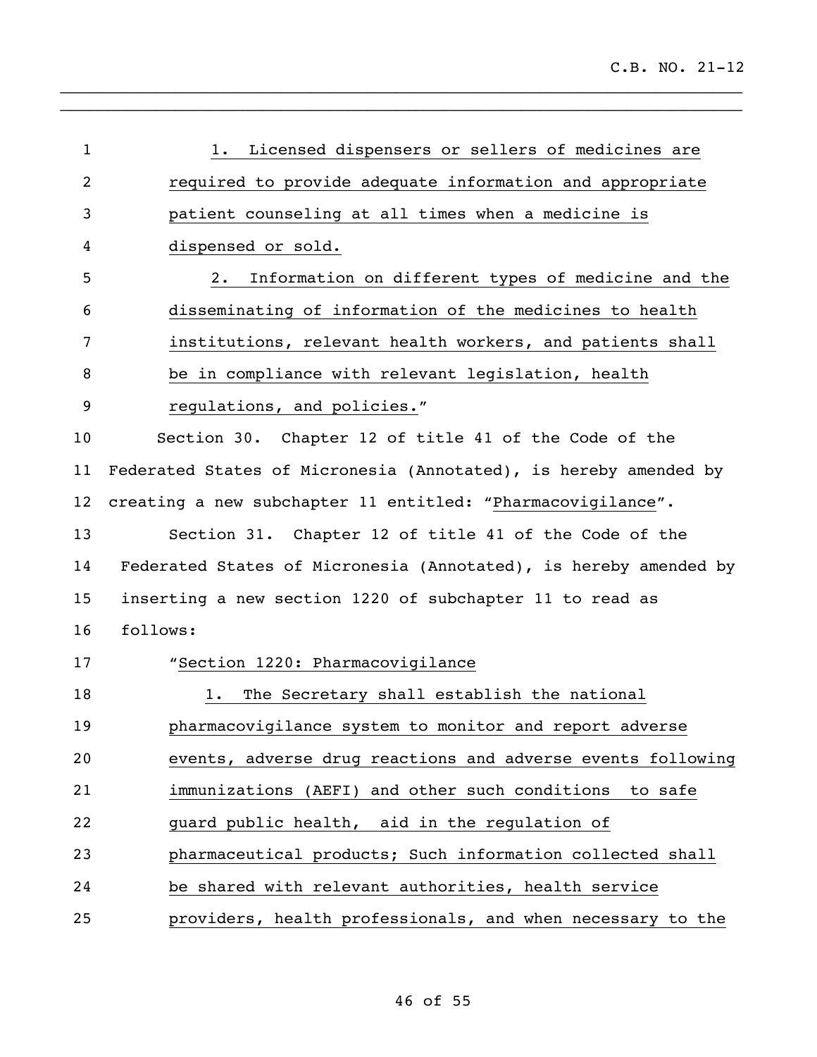1. Licensed dispensers or sellers of medicines are required to provide adequate information and appropriate patient counseling at all times when a medicine is dispensed or sold.

2. Information on different types of medicine and the disseminating of information of the medicines to health institutions, relevant health workers, and patients shall be in compliance with relevant legislation, health regulations, and policies."

Section 30. Chapter 12 of title 41 of the Code of the Federated States of Micronesia (Annotated), is hereby amended by creating a new subchapter 11 entitled: "Pharmacovigilance".

Section 31. Chapter 12 of title 41 of the Code of the Federated States of Micronesia (Annotated), is hereby amended by inserting a new section 1220 of subchapter 11 to read as follows:

"Section 1220: Pharmacovigilance

1. The Secretary shall establish the national pharmacovigilance system to monitor and report adverse events, adverse drug reactions and adverse events following immunizations (AEFI) and other such conditions to safe guard public health, aid in the regulation of pharmaceutical products; Such information collected shall be shared with relevant authorities, health service providers, health professionals, and when necessary to the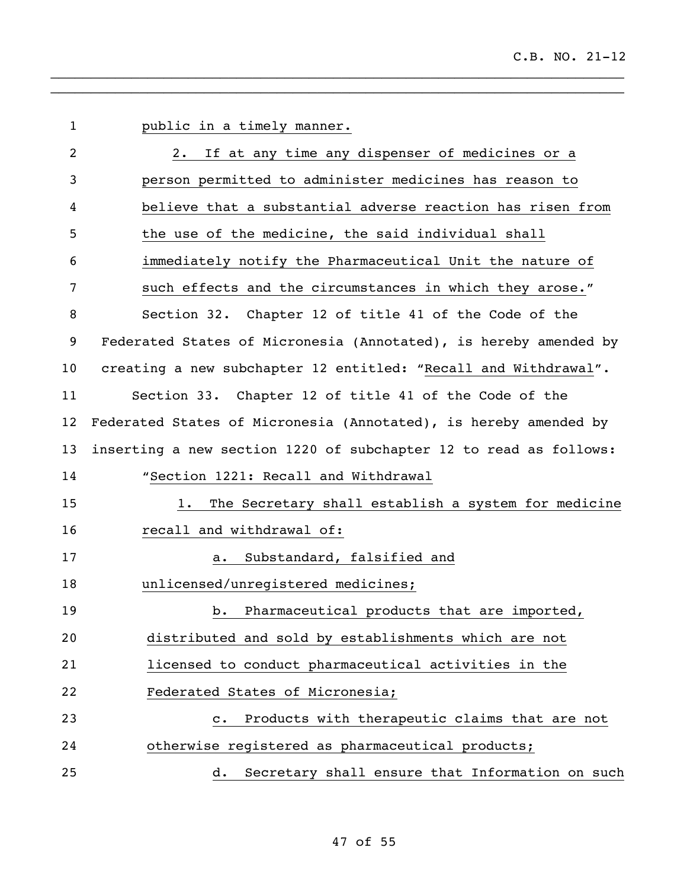public in a timely manner.

2. If at any time any dispenser of medicines or a person permitted to administer medicines has reason to believe that a substantial adverse reaction has risen from the use of the medicine, the said individual shall immediately notify the Pharmaceutical Unit the nature of such effects and the circumstances in which they arose."

Section 32. Chapter 12 of title 41 of the Code of the Federated States of Micronesia (Annotated), is hereby amended by creating a new subchapter 12 entitled: "Recall and Withdrawal".

Section 33. Chapter 12 of title 41 of the Code of the Federated States of Micronesia (Annotated), is hereby amended by inserting a new section 1220 of subchapter 12 to read as follows:

"Section 1221: Recall and Withdrawal

1. The Secretary shall establish a system for medicine recall and withdrawal of:

a. Substandard, falsified and unlicensed/unregistered medicines;

b. Pharmaceutical products that are imported, distributed and sold by establishments which are not licensed to conduct pharmaceutical activities in the Federated States of Micronesia;

c. Products with therapeutic claims that are not otherwise registered as pharmaceutical products;

d. Secretary shall ensure that Information on such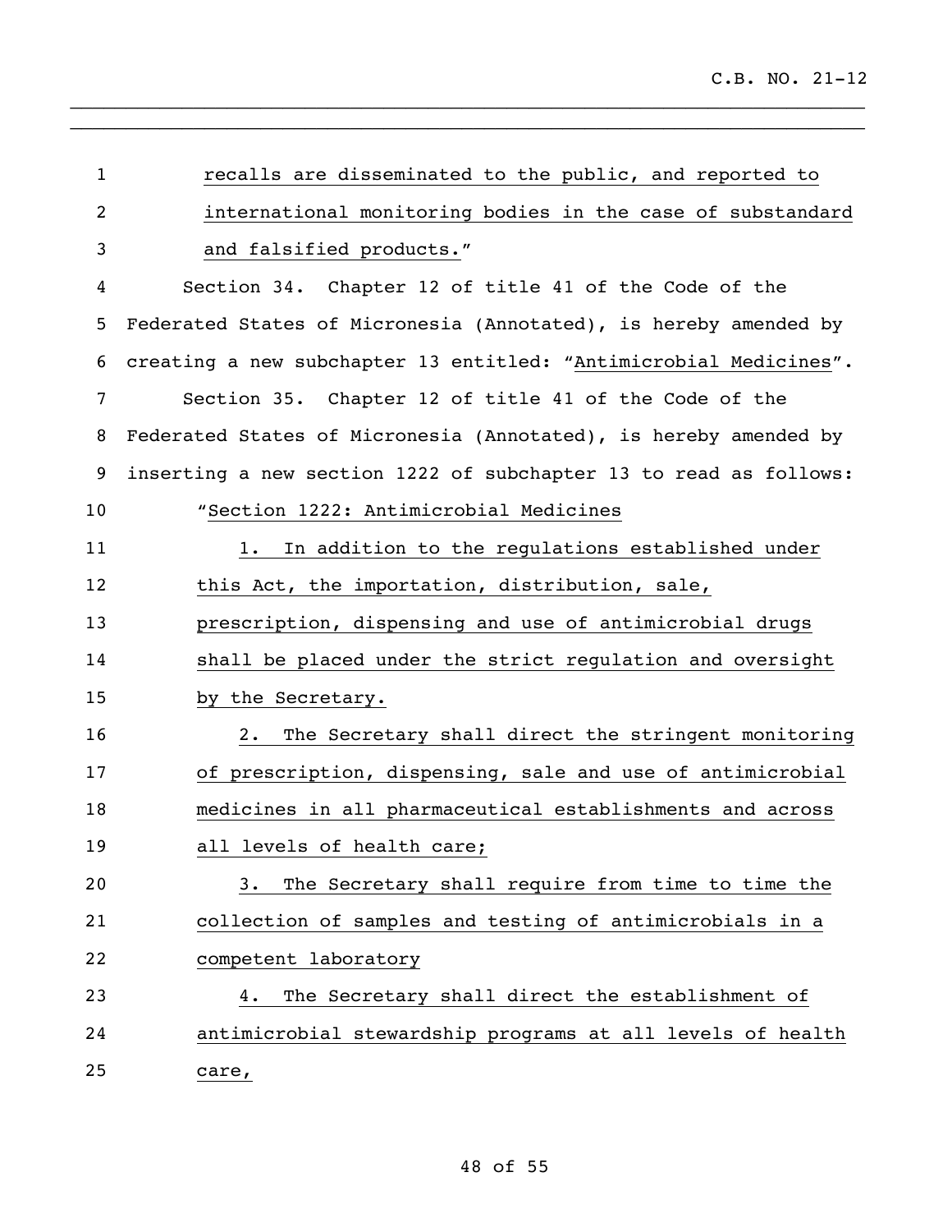recalls are disseminated to the public, and reported to international monitoring bodies in the case of substandard and falsified products."

Section 34. Chapter 12 of title 41 of the Code of the Federated States of Micronesia (Annotated), is hereby amended by creating a new subchapter 13 entitled: "Antimicrobial Medicines".

Section 35. Chapter 12 of title 41 of the Code of the Federated States of Micronesia (Annotated), is hereby amended by inserting a new section 1222 of subchapter 13 to read as follows:

"Section 1222: Antimicrobial Medicines

1. In addition to the regulations established under this Act, the importation, distribution, sale, prescription, dispensing and use of antimicrobial drugs shall be placed under the strict regulation and oversight by the Secretary.

2. The Secretary shall direct the stringent monitoring of prescription, dispensing, sale and use of antimicrobial medicines in all pharmaceutical establishments and across all levels of health care;

3. The Secretary shall require from time to time the collection of samples and testing of antimicrobials in a competent laboratory

4. The Secretary shall direct the establishment of antimicrobial stewardship programs at all levels of health care,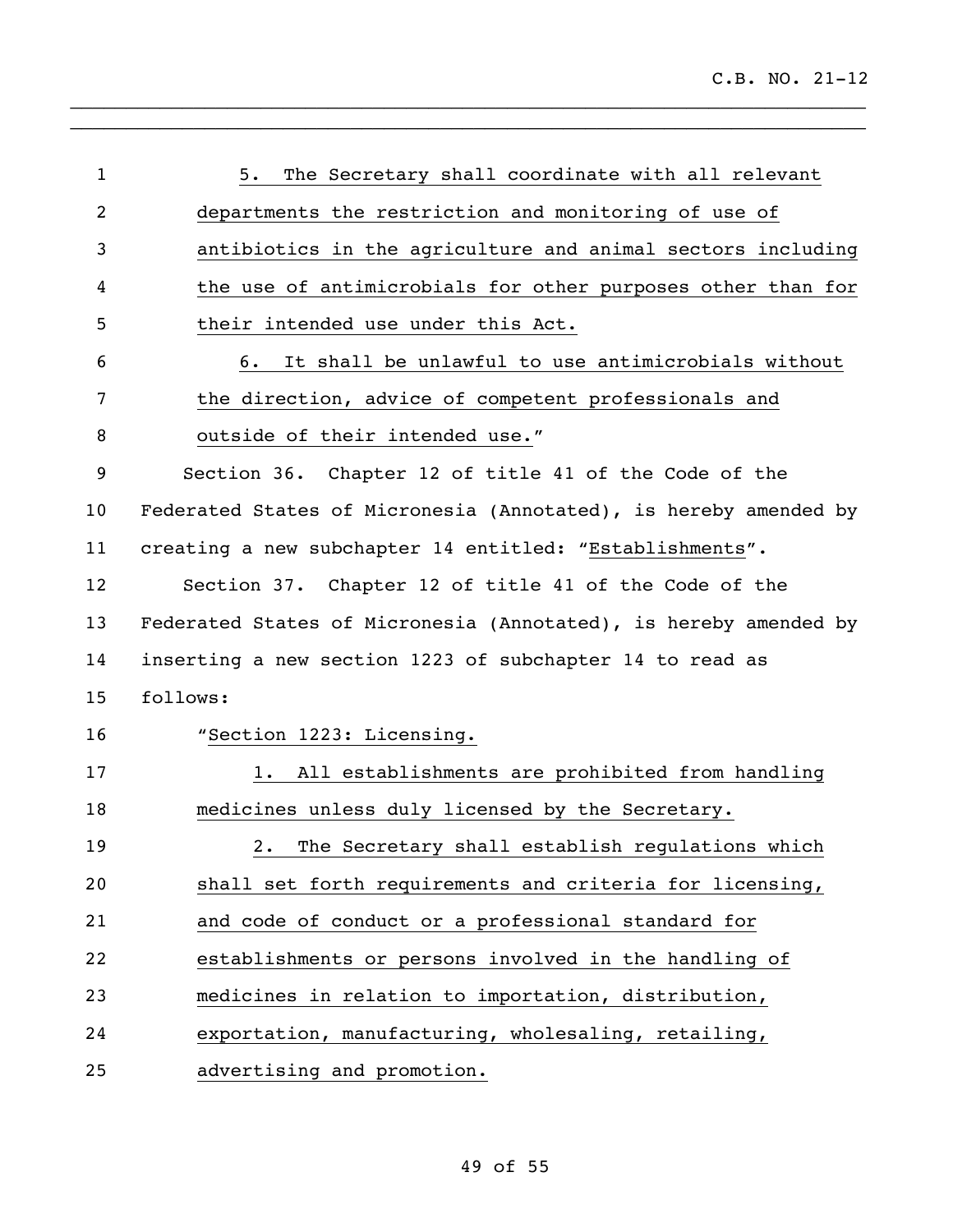5. The Secretary shall coordinate with all relevant departments the restriction and monitoring of use of antibiotics in the agriculture and animal sectors including the use of antimicrobials for other purposes other than for their intended use under this Act.

6. It shall be unlawful to use antimicrobials without the direction, advice of competent professionals and outside of their intended use."

Section 36. Chapter 12 of title 41 of the Code of the Federated States of Micronesia (Annotated), is hereby amended by creating a new subchapter 14 entitled: "Establishments".

Section 37. Chapter 12 of title 41 of the Code of the Federated States of Micronesia (Annotated), is hereby amended by inserting a new section 1223 of subchapter 14 to read as follows:

"Section 1223: Licensing.

1. All establishments are prohibited from handling medicines unless duly licensed by the Secretary.

2. The Secretary shall establish regulations which shall set forth requirements and criteria for licensing, and code of conduct or a professional standard for establishments or persons involved in the handling of medicines in relation to importation, distribution, exportation, manufacturing, wholesaling, retailing, advertising and promotion.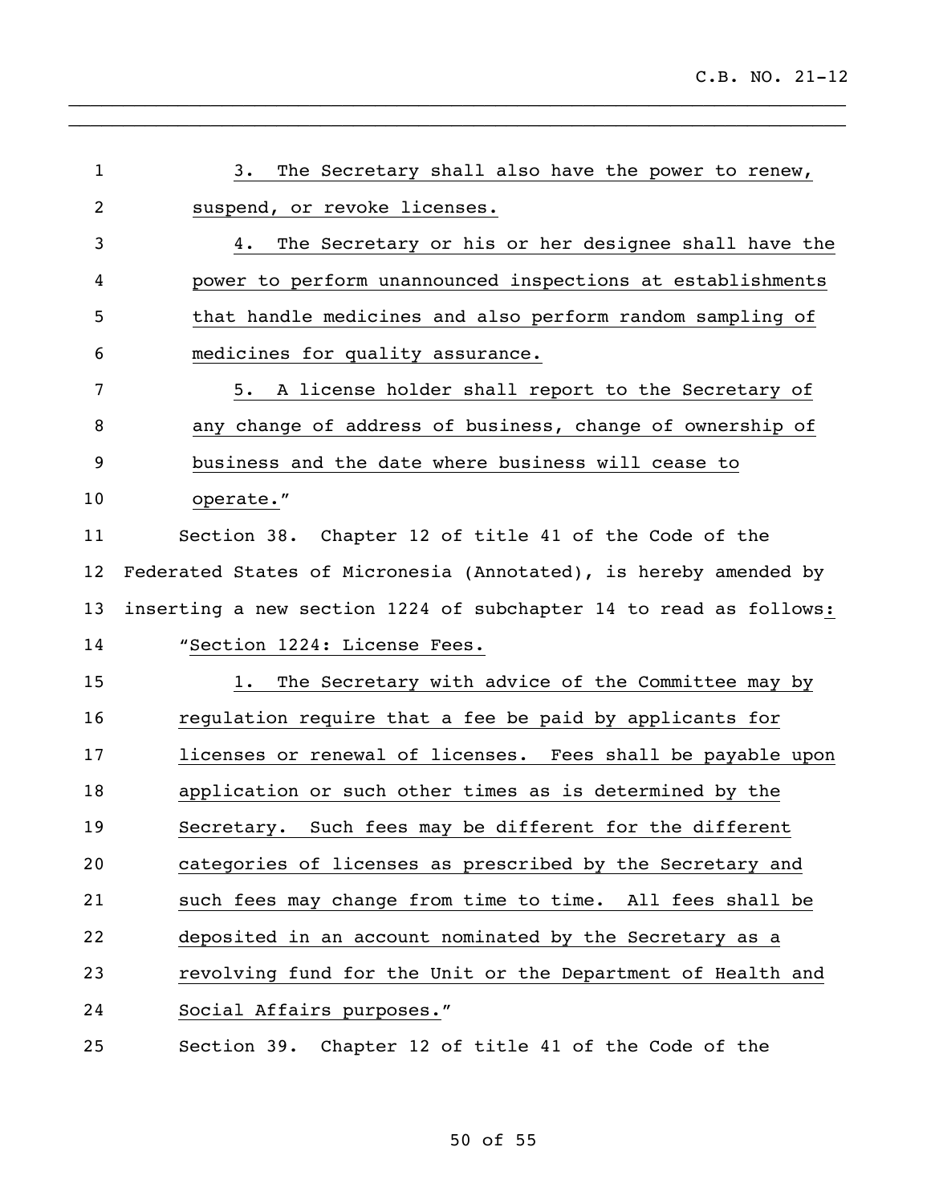3. The Secretary shall also have the power to renew, suspend, or revoke licenses.

4. The Secretary or his or her designee shall have the power to perform unannounced inspections at establishments that handle medicines and also perform random sampling of medicines for quality assurance.

5. A license holder shall report to the Secretary of any change of address of business, change of ownership of business and the date where business will cease to operate."

Section 38. Chapter 12 of title 41 of the Code of the Federated States of Micronesia (Annotated), is hereby amended by inserting a new section 1224 of subchapter 14 to read as follows:

"Section 1224: License Fees.

1. The Secretary with advice of the Committee may by regulation require that a fee be paid by applicants for licenses or renewal of licenses. Fees shall be payable upon application or such other times as is determined by the Secretary. Such fees may be different for the different categories of licenses as prescribed by the Secretary and such fees may change from time to time. All fees shall be deposited in an account nominated by the Secretary as a revolving fund for the Unit or the Department of Health and Social Affairs purposes."

Section 39. Chapter 12 of title 41 of the Code of the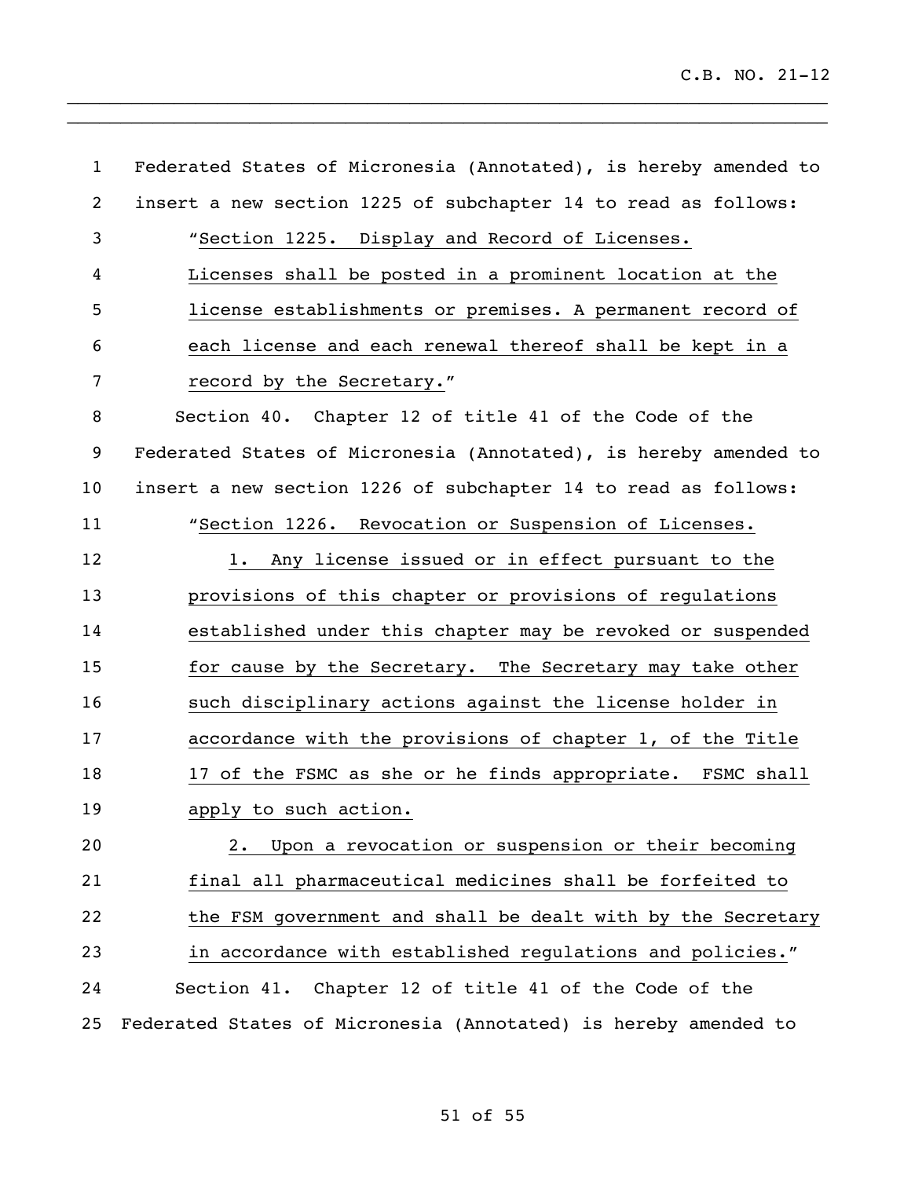Federated States of Micronesia (Annotated), is hereby amended to insert a new section 1225 of subchapter 14 to read as follows:

"Section 1225. Display and Record of Licenses.

Licenses shall be posted in a prominent location at the license establishments or premises. A permanent record of each license and each renewal thereof shall be kept in a record by the Secretary."

Section 40. Chapter 12 of title 41 of the Code of the Federated States of Micronesia (Annotated), is hereby amended to insert a new section 1226 of subchapter 14 to read as follows:

"Section 1226. Revocation or Suspension of Licenses.

1. Any license issued or in effect pursuant to the provisions of this chapter or provisions of regulations established under this chapter may be revoked or suspended for cause by the Secretary. The Secretary may take other such disciplinary actions against the license holder in accordance with the provisions of chapter 1, of the Title 17 of the FSMC as she or he finds appropriate. FSMC shall apply to such action.

2. Upon a revocation or suspension or their becoming final all pharmaceutical medicines shall be forfeited to the FSM government and shall be dealt with by the Secretary in accordance with established regulations and policies."

Section 41. Chapter 12 of title 41 of the Code of the Federated States of Micronesia (Annotated) is hereby amended to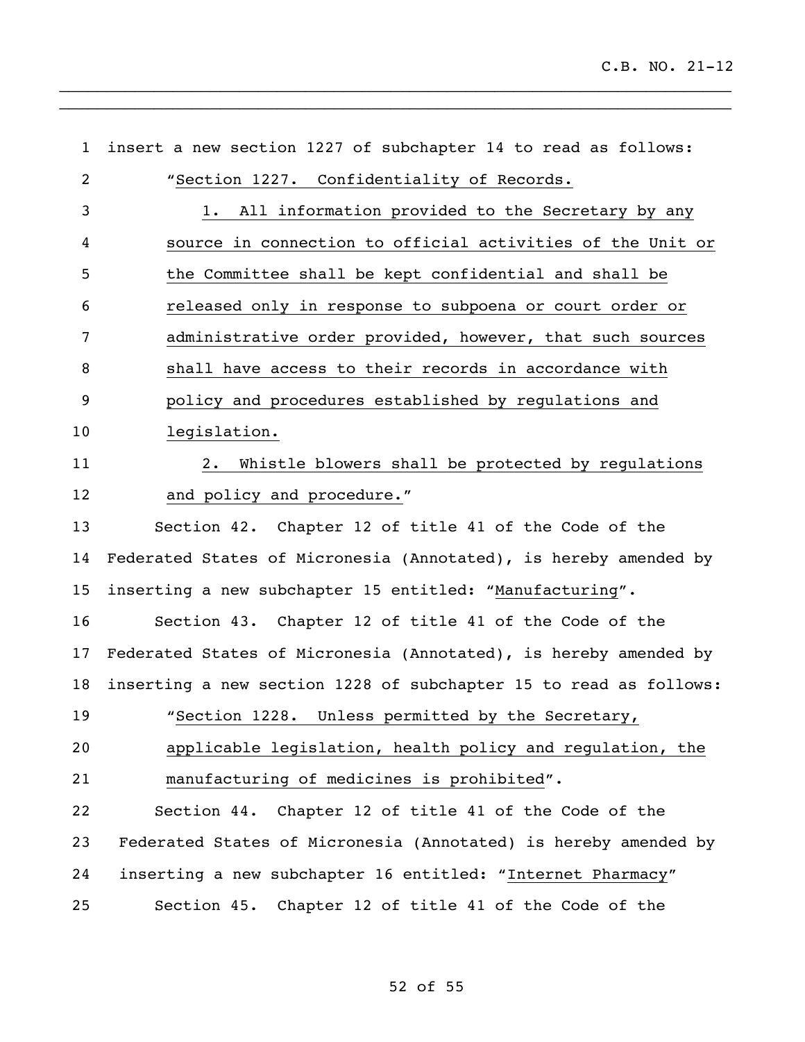insert a new section 1227 of subchapter 14 to read as follows:

"Section 1227. Confidentiality of Records.

1. All information provided to the Secretary by any source in connection to official activities of the Unit or the Committee shall be kept confidential and shall be released only in response to subpoena or court order or administrative order provided, however, that such sources shall have access to their records in accordance with policy and procedures established by regulations and legislation.

2. Whistle blowers shall be protected by regulations and policy and procedure."

Section 42. Chapter 12 of title 41 of the Code of the Federated States of Micronesia (Annotated), is hereby amended by inserting a new subchapter 15 entitled: "Manufacturing".

Section 43. Chapter 12 of title 41 of the Code of the Federated States of Micronesia (Annotated), is hereby amended by inserting a new section 1228 of subchapter 15 to read as follows:

"Section 1228. Unless permitted by the Secretary, applicable legislation, health policy and regulation, the manufacturing of medicines is prohibited".

Section 44. Chapter 12 of title 41 of the Code of the Federated States of Micronesia (Annotated) is hereby amended by inserting a new subchapter 16 entitled: "Internet Pharmacy"

Section 45. Chapter 12 of title 41 of the Code of the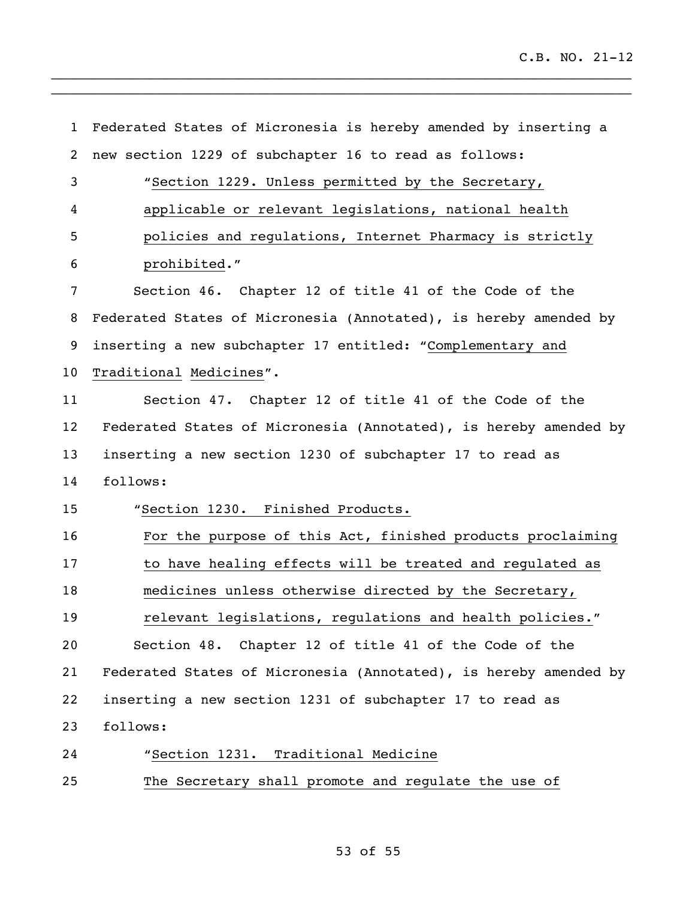Federated States of Micronesia is hereby amended by inserting a new section 1229 of subchapter 16 to read as follows:

"Section 1229. Unless permitted by the Secretary, applicable or relevant legislations, national health policies and regulations, Internet Pharmacy is strictly prohibited."

Section 46. Chapter 12 of title 41 of the Code of the Federated States of Micronesia (Annotated), is hereby amended by inserting a new subchapter 17 entitled: "Complementary and Traditional Medicines".

Section 47. Chapter 12 of title 41 of the Code of the Federated States of Micronesia (Annotated), is hereby amended by inserting a new section 1230 of subchapter 17 to read as follows:

"Section 1230. Finished Products.

For the purpose of this Act, finished products proclaiming to have healing effects will be treated and regulated as medicines unless otherwise directed by the Secretary, relevant legislations, regulations and health policies."

Section 48. Chapter 12 of title 41 of the Code of the Federated States of Micronesia (Annotated), is hereby amended by inserting a new section 1231 of subchapter 17 to read as follows:

"Section 1231. Traditional Medicine

The Secretary shall promote and regulate the use of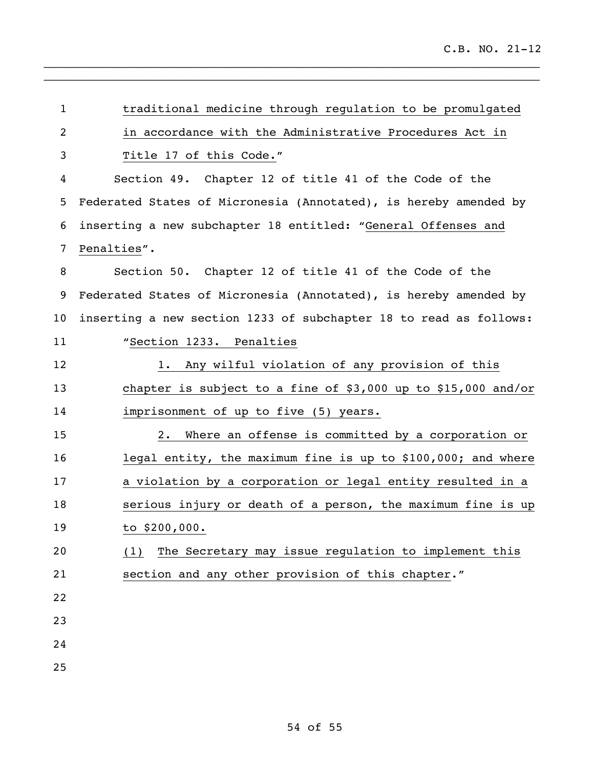traditional medicine through regulation to be promulgated in accordance with the Administrative Procedures Act in Title 17 of this Code."

Section 49. Chapter 12 of title 41 of the Code of the Federated States of Micronesia (Annotated), is hereby amended by inserting a new subchapter 18 entitled: "General Offenses and Penalties".

Section 50. Chapter 12 of title 41 of the Code of the Federated States of Micronesia (Annotated), is hereby amended by inserting a new section 1233 of subchapter 18 to read as follows:

"Section 1233. Penalties

1. Any wilful violation of any provision of this chapter is subject to a fine of $3,000 up to $15,000 and/or imprisonment of up to five (5) years.

2. Where an offense is committed by a corporation or legal entity, the maximum fine is up to $100,000; and where a violation by a corporation or legal entity resulted in a serious injury or death of a person, the maximum fine is up to $200,000.

(1) The Secretary may issue regulation to implement this section and any other provision of this chapter."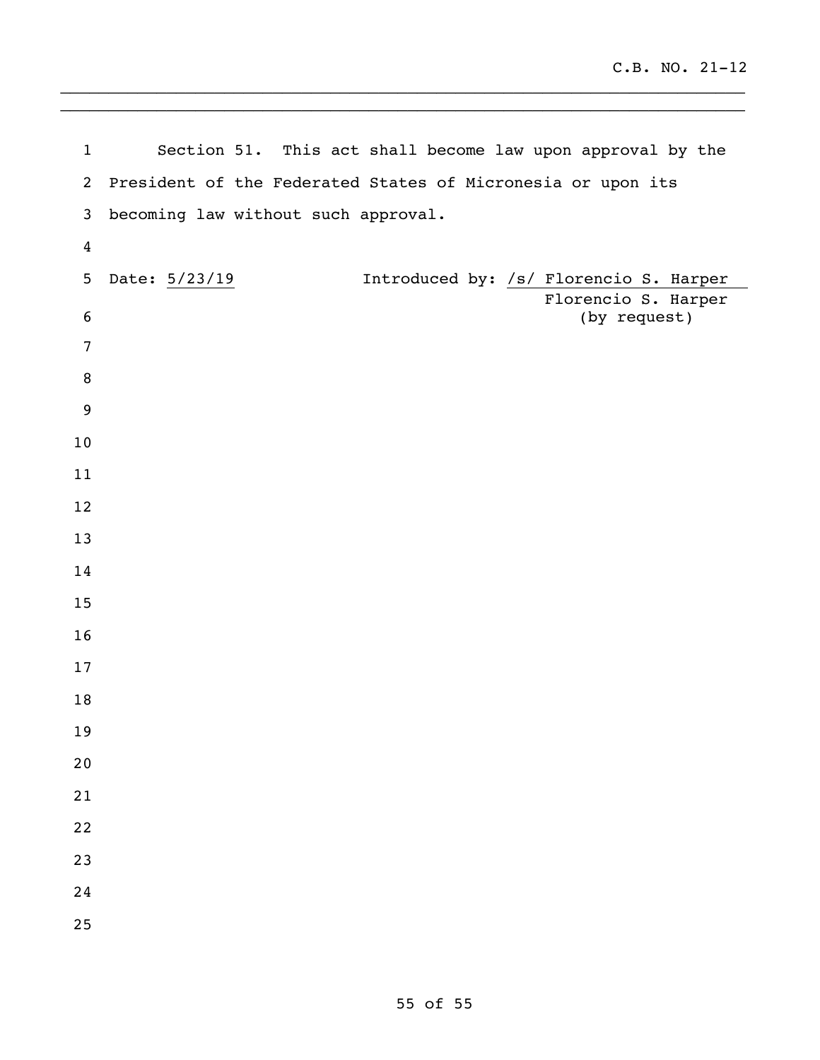Section 51. This act shall become law upon approval by the President of the Federated States of Micronesia or upon its becoming law without such approval.

Date: 5/23/19

Introduced by: /s/ Florencio S. Harper

Florencio S. Harper
(by request)